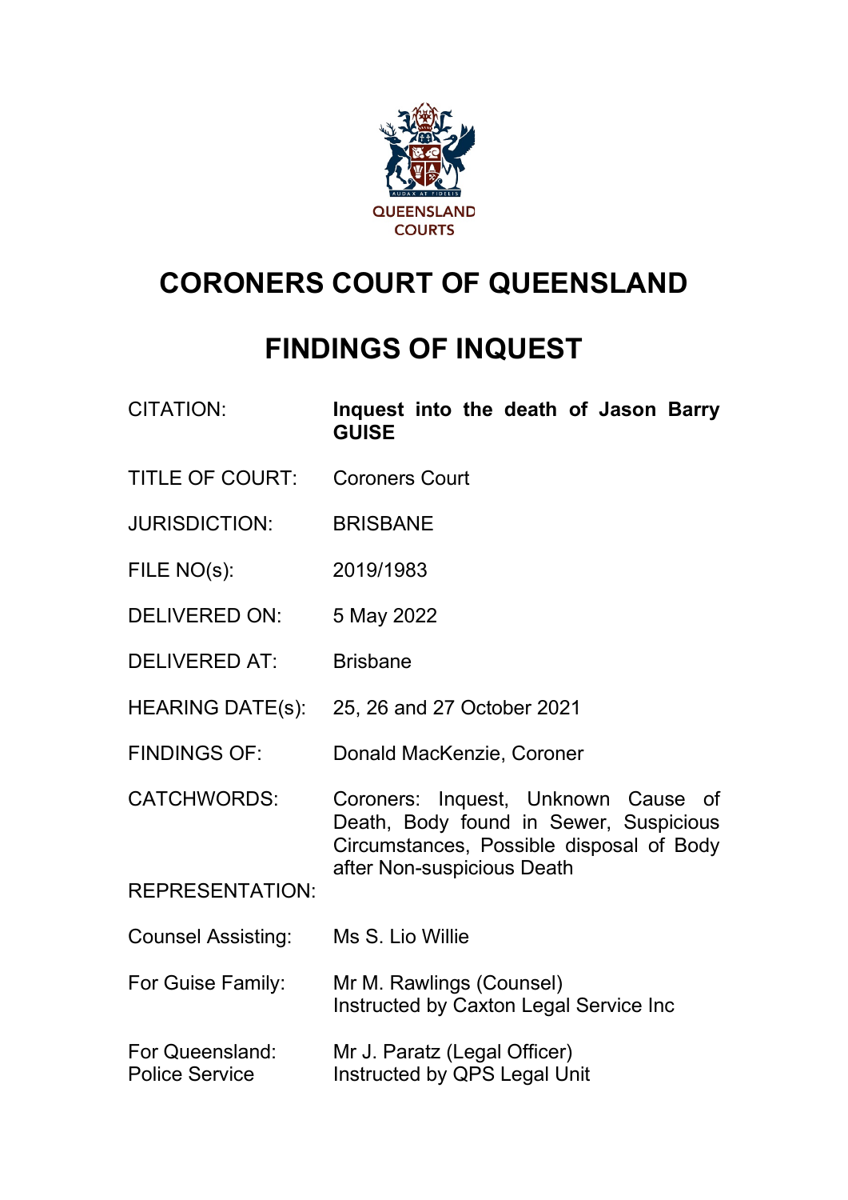QUEENSLAND COURTS

# CORONERS COURT OF QUEENSLAND

# FINDINGS OF INQUEST

| | |
|---|---|
| CITATION: | **Inquest into the death of Jason Barry GUISE** |
| TITLE OF COURT: | Coroners Court |
| JURISDICTION: | BRISBANE |
| FILE NO(s): | 2019/1983 |
| DELIVERED ON: | 5 May 2022 |
| DELIVERED AT: | Brisbane |
| HEARING DATE(s): | 25, 26 and 27 October 2021 |
| FINDINGS OF: | Donald MacKenzie, Coroner |
| CATCHWORDS: | Coroners: Inquest, Unknown Cause of Death, Body found in Sewer, Suspicious Circumstances, Possible disposal of Body after Non-suspicious Death |
| REPRESENTATION: | |
| Counsel Assisting: | Ms S. Lio Willie |
| For Guise Family: | Mr M. Rawlings (Counsel)<br>Instructed by Caxton Legal Service Inc |
| For Queensland: Police Service | Mr J. Paratz (Legal Officer)<br>Instructed by QPS Legal Unit |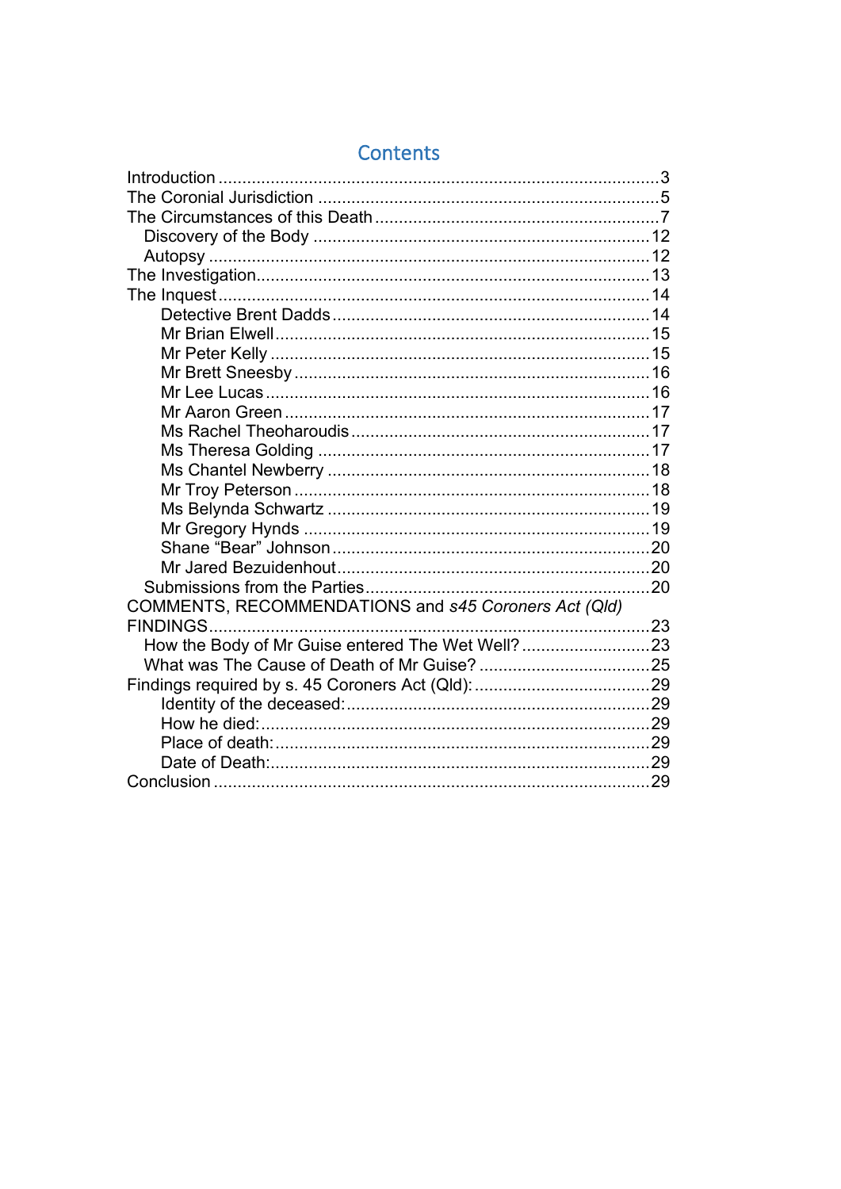## Contents

- Introduction ... 3
- The Coronial Jurisdiction ... 5
- The Circumstances of this Death ... 7
  - Discovery of the Body ... 12
  - Autopsy ... 12
- The Investigation ... 13
- The Inquest ... 14
    - Detective Brent Dadds ... 14
    - Mr Brian Elwell ... 15
    - Mr Peter Kelly ... 15
    - Mr Brett Sneesby ... 16
    - Mr Lee Lucas ... 16
    - Mr Aaron Green ... 17
    - Ms Rachel Theoharoudis ... 17
    - Ms Theresa Golding ... 17
    - Ms Chantel Newberry ... 18
    - Mr Troy Peterson ... 18
    - Ms Belynda Schwartz ... 19
    - Mr Gregory Hynds ... 19
    - Shane "Bear" Johnson ... 20
    - Mr Jared Bezuidenhout ... 20
  - Submissions from the Parties ... 20
- COMMENTS, RECOMMENDATIONS and *s45 Coroners Act (Qld)* FINDINGS ... 23
  - How the Body of Mr Guise entered The Wet Well? ... 23
  - What was The Cause of Death of Mr Guise? ... 25
- Findings required by s. 45 Coroners Act (Qld): ... 29
    - Identity of the deceased: ... 29
    - How he died: ... 29
    - Place of death: ... 29
    - Date of Death: ... 29
- Conclusion ... 29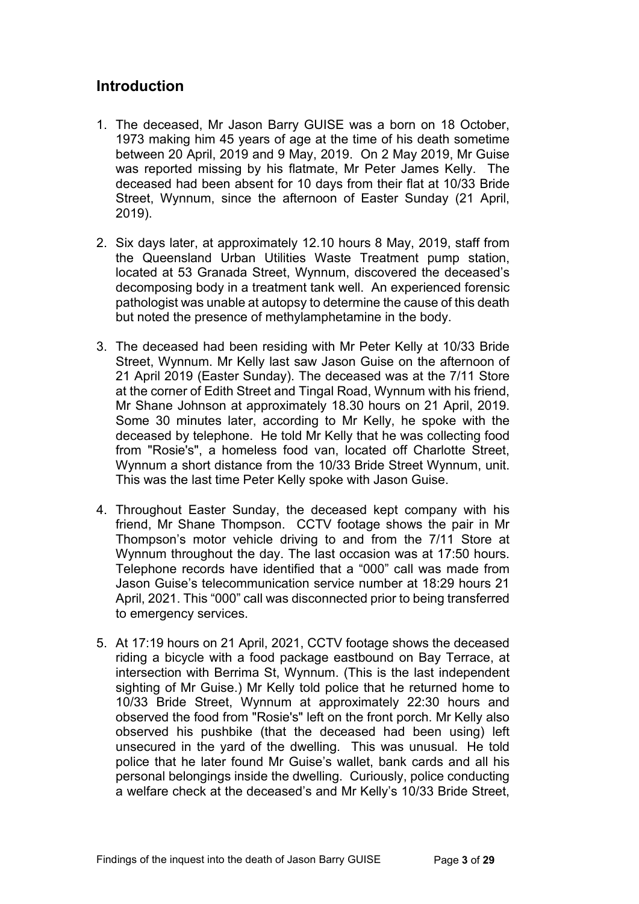## Introduction

1. The deceased, Mr Jason Barry GUISE was a born on 18 October, 1973 making him 45 years of age at the time of his death sometime between 20 April, 2019 and 9 May, 2019. On 2 May 2019, Mr Guise was reported missing by his flatmate, Mr Peter James Kelly. The deceased had been absent for 10 days from their flat at 10/33 Bride Street, Wynnum, since the afternoon of Easter Sunday (21 April, 2019).

2. Six days later, at approximately 12.10 hours 8 May, 2019, staff from the Queensland Urban Utilities Waste Treatment pump station, located at 53 Granada Street, Wynnum, discovered the deceased's decomposing body in a treatment tank well. An experienced forensic pathologist was unable at autopsy to determine the cause of this death but noted the presence of methylamphetamine in the body.

3. The deceased had been residing with Mr Peter Kelly at 10/33 Bride Street, Wynnum. Mr Kelly last saw Jason Guise on the afternoon of 21 April 2019 (Easter Sunday). The deceased was at the 7/11 Store at the corner of Edith Street and Tingal Road, Wynnum with his friend, Mr Shane Johnson at approximately 18.30 hours on 21 April, 2019. Some 30 minutes later, according to Mr Kelly, he spoke with the deceased by telephone. He told Mr Kelly that he was collecting food from "Rosie's", a homeless food van, located off Charlotte Street, Wynnum a short distance from the 10/33 Bride Street Wynnum, unit. This was the last time Peter Kelly spoke with Jason Guise.

4. Throughout Easter Sunday, the deceased kept company with his friend, Mr Shane Thompson. CCTV footage shows the pair in Mr Thompson's motor vehicle driving to and from the 7/11 Store at Wynnum throughout the day. The last occasion was at 17:50 hours. Telephone records have identified that a "000" call was made from Jason Guise's telecommunication service number at 18:29 hours 21 April, 2021. This "000" call was disconnected prior to being transferred to emergency services.

5. At 17:19 hours on 21 April, 2021, CCTV footage shows the deceased riding a bicycle with a food package eastbound on Bay Terrace, at intersection with Berrima St, Wynnum. (This is the last independent sighting of Mr Guise.) Mr Kelly told police that he returned home to 10/33 Bride Street, Wynnum at approximately 22:30 hours and observed the food from "Rosie's" left on the front porch. Mr Kelly also observed his pushbike (that the deceased had been using) left unsecured in the yard of the dwelling. This was unusual. He told police that he later found Mr Guise's wallet, bank cards and all his personal belongings inside the dwelling. Curiously, police conducting a welfare check at the deceased's and Mr Kelly's 10/33 Bride Street,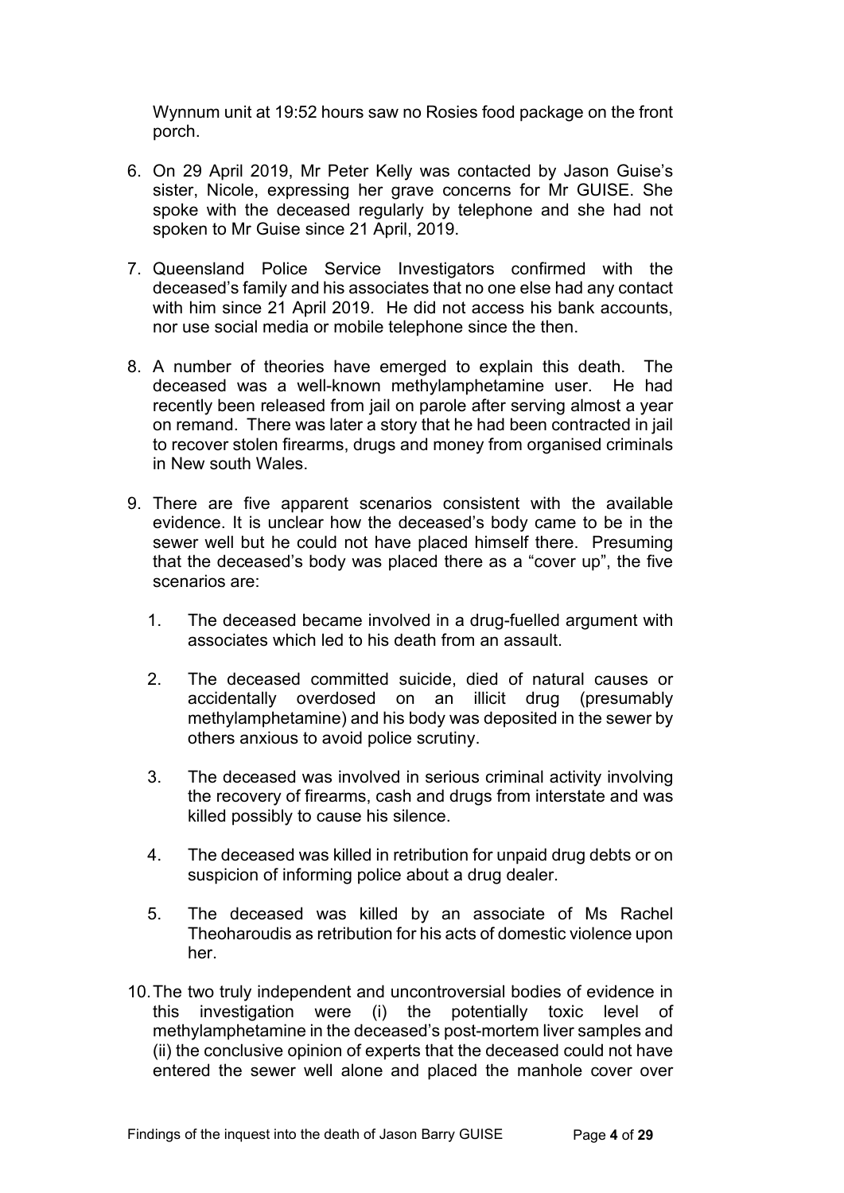Wynnum unit at 19:52 hours saw no Rosies food package on the front porch.

6. On 29 April 2019, Mr Peter Kelly was contacted by Jason Guise's sister, Nicole, expressing her grave concerns for Mr GUISE. She spoke with the deceased regularly by telephone and she had not spoken to Mr Guise since 21 April, 2019.

7. Queensland Police Service Investigators confirmed with the deceased's family and his associates that no one else had any contact with him since 21 April 2019. He did not access his bank accounts, nor use social media or mobile telephone since the then.

8. A number of theories have emerged to explain this death. The deceased was a well-known methylamphetamine user. He had recently been released from jail on parole after serving almost a year on remand. There was later a story that he had been contracted in jail to recover stolen firearms, drugs and money from organised criminals in New south Wales.

9. There are five apparent scenarios consistent with the available evidence. It is unclear how the deceased's body came to be in the sewer well but he could not have placed himself there. Presuming that the deceased's body was placed there as a "cover up", the five scenarios are:

    1. The deceased became involved in a drug-fuelled argument with associates which led to his death from an assault.

    2. The deceased committed suicide, died of natural causes or accidentally overdosed on an illicit drug (presumably methylamphetamine) and his body was deposited in the sewer by others anxious to avoid police scrutiny.

    3. The deceased was involved in serious criminal activity involving the recovery of firearms, cash and drugs from interstate and was killed possibly to cause his silence.

    4. The deceased was killed in retribution for unpaid drug debts or on suspicion of informing police about a drug dealer.

    5. The deceased was killed by an associate of Ms Rachel Theoharoudis as retribution for his acts of domestic violence upon her.

10. The two truly independent and uncontroversial bodies of evidence in this investigation were (i) the potentially toxic level of methylamphetamine in the deceased's post-mortem liver samples and (ii) the conclusive opinion of experts that the deceased could not have entered the sewer well alone and placed the manhole cover over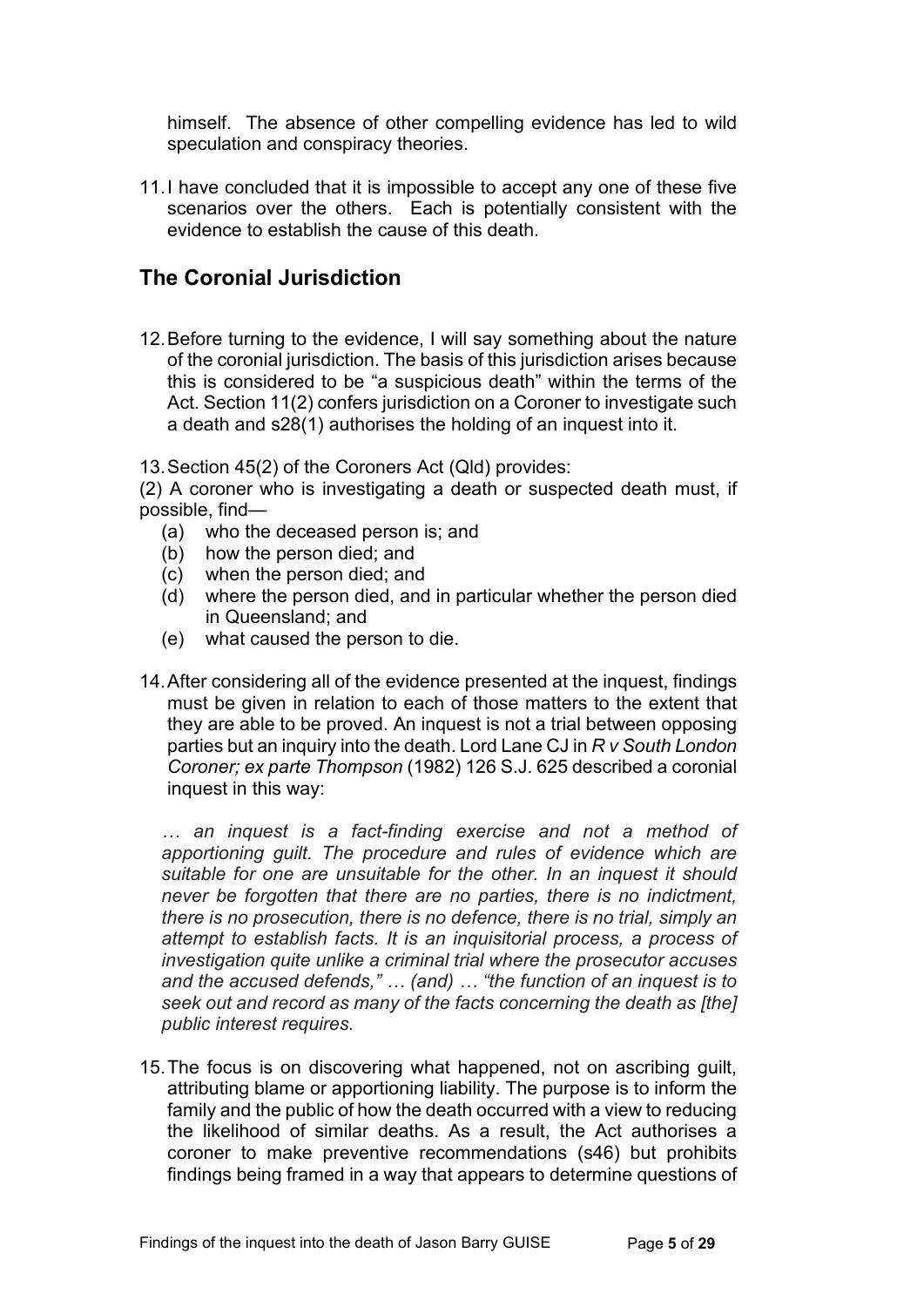himself. The absence of other compelling evidence has led to wild speculation and conspiracy theories.

11. I have concluded that it is impossible to accept any one of these five scenarios over the others. Each is potentially consistent with the evidence to establish the cause of this death.

## The Coronial Jurisdiction

12. Before turning to the evidence, I will say something about the nature of the coronial jurisdiction. The basis of this jurisdiction arises because this is considered to be "a suspicious death" within the terms of the Act. Section 11(2) confers jurisdiction on a Coroner to investigate such a death and s28(1) authorises the holding of an inquest into it.

13. Section 45(2) of the Coroners Act (Qld) provides:

(2) A coroner who is investigating a death or suspected death must, if possible, find—

- (a) who the deceased person is; and
- (b) how the person died; and
- (c) when the person died; and
- (d) where the person died, and in particular whether the person died in Queensland; and
- (e) what caused the person to die.

14. After considering all of the evidence presented at the inquest, findings must be given in relation to each of those matters to the extent that they are able to be proved. An inquest is not a trial between opposing parties but an inquiry into the death. Lord Lane CJ in *R v South London Coroner; ex parte Thompson* (1982) 126 S.J. 625 described a coronial inquest in this way:

> *… an inquest is a fact-finding exercise and not a method of apportioning guilt. The procedure and rules of evidence which are suitable for one are unsuitable for the other. In an inquest it should never be forgotten that there are no parties, there is no indictment, there is no prosecution, there is no defence, there is no trial, simply an attempt to establish facts. It is an inquisitorial process, a process of investigation quite unlike a criminal trial where the prosecutor accuses and the accused defends," … (and) … "the function of an inquest is to seek out and record as many of the facts concerning the death as [the] public interest requires.*

15. The focus is on discovering what happened, not on ascribing guilt, attributing blame or apportioning liability. The purpose is to inform the family and the public of how the death occurred with a view to reducing the likelihood of similar deaths. As a result, the Act authorises a coroner to make preventive recommendations (s46) but prohibits findings being framed in a way that appears to determine questions of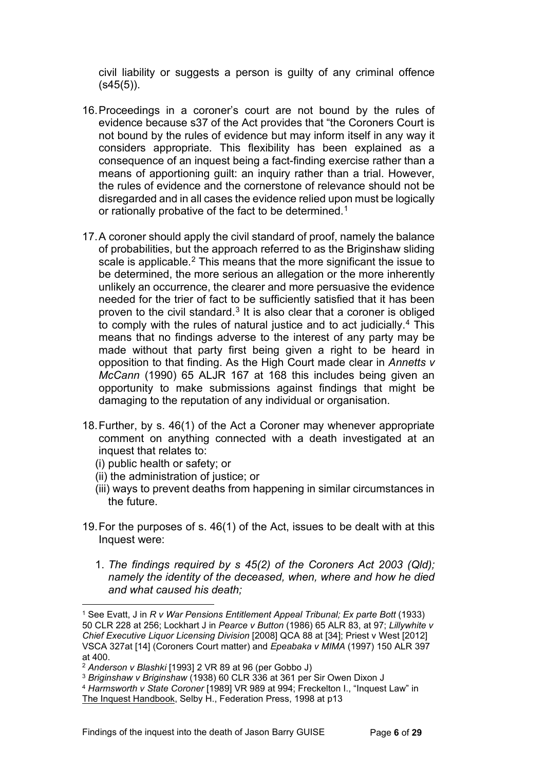civil liability or suggests a person is guilty of any criminal offence (s45(5)).

16. Proceedings in a coroner's court are not bound by the rules of evidence because s37 of the Act provides that "the Coroners Court is not bound by the rules of evidence but may inform itself in any way it considers appropriate. This flexibility has been explained as a consequence of an inquest being a fact-finding exercise rather than a means of apportioning guilt: an inquiry rather than a trial. However, the rules of evidence and the cornerstone of relevance should not be disregarded and in all cases the evidence relied upon must be logically or rationally probative of the fact to be determined.[1]

17. A coroner should apply the civil standard of proof, namely the balance of probabilities, but the approach referred to as the Briginshaw sliding scale is applicable.[2] This means that the more significant the issue to be determined, the more serious an allegation or the more inherently unlikely an occurrence, the clearer and more persuasive the evidence needed for the trier of fact to be sufficiently satisfied that it has been proven to the civil standard.[3] It is also clear that a coroner is obliged to comply with the rules of natural justice and to act judicially.[4] This means that no findings adverse to the interest of any party may be made without that party first being given a right to be heard in opposition to that finding. As the High Court made clear in *Annetts v McCann* (1990) 65 ALJR 167 at 168 this includes being given an opportunity to make submissions against findings that might be damaging to the reputation of any individual or organisation.

18. Further, by s. 46(1) of the Act a Coroner may whenever appropriate comment on anything connected with a death investigated at an inquest that relates to:
    (i) public health or safety; or
    (ii) the administration of justice; or
    (iii) ways to prevent deaths from happening in similar circumstances in the future.

19. For the purposes of s. 46(1) of the Act, issues to be dealt with at this Inquest were:

    1. *The findings required by s 45(2) of the Coroners Act 2003 (Qld); namely the identity of the deceased, when, where and how he died and what caused his death;*

---

[1] See Evatt, J in *R v War Pensions Entitlement Appeal Tribunal; Ex parte Bott* (1933) 50 CLR 228 at 256; Lockhart J in *Pearce v Button* (1986) 65 ALR 83, at 97; *Lillywhite v Chief Executive Liquor Licensing Division* [2008] QCA 88 at [34]; Priest v West [2012] VSCA 327at [14] (Coroners Court matter) and *Epeabaka v MIMA* (1997) 150 ALR 397 at 400.

[2] *Anderson v Blashki* [1993] 2 VR 89 at 96 (per Gobbo J)

[3] *Briginshaw v Briginshaw* (1938) 60 CLR 336 at 361 per Sir Owen Dixon J

[4] *Harmsworth v State Coroner* [1989] VR 989 at 994; Freckelton I., "Inquest Law" in The Inquest Handbook, Selby H., Federation Press, 1998 at p13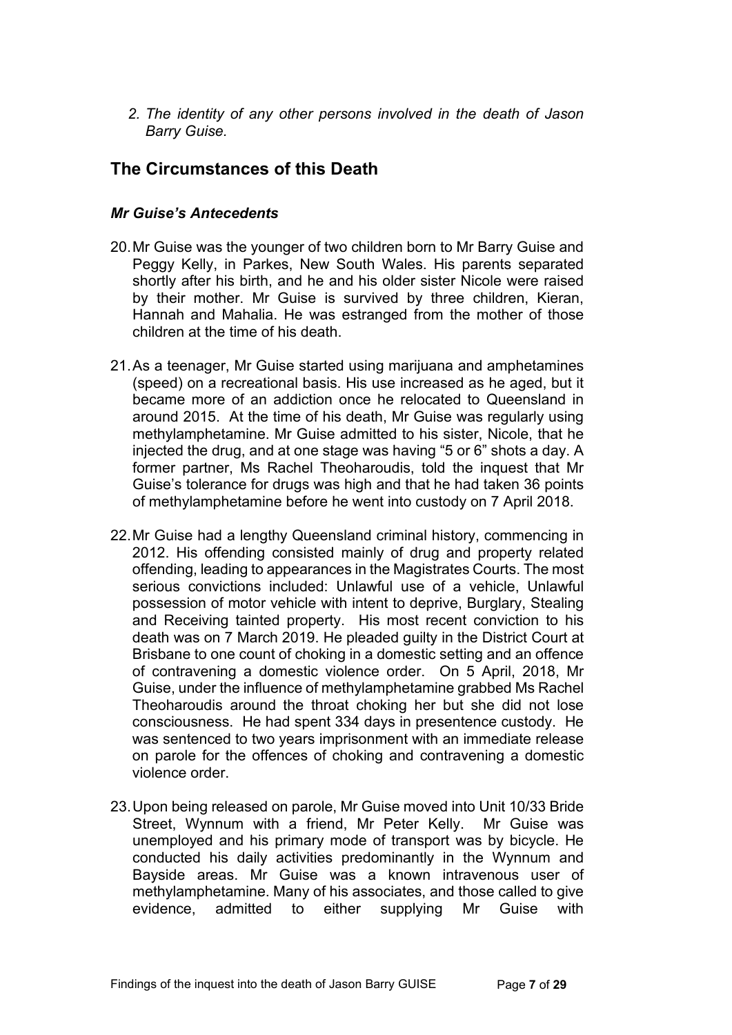2. *The identity of any other persons involved in the death of Jason Barry Guise.*

## The Circumstances of this Death

### *Mr Guise's Antecedents*

20. Mr Guise was the younger of two children born to Mr Barry Guise and Peggy Kelly, in Parkes, New South Wales. His parents separated shortly after his birth, and he and his older sister Nicole were raised by their mother. Mr Guise is survived by three children, Kieran, Hannah and Mahalia. He was estranged from the mother of those children at the time of his death.

21. As a teenager, Mr Guise started using marijuana and amphetamines (speed) on a recreational basis. His use increased as he aged, but it became more of an addiction once he relocated to Queensland in around 2015. At the time of his death, Mr Guise was regularly using methylamphetamine. Mr Guise admitted to his sister, Nicole, that he injected the drug, and at one stage was having "5 or 6" shots a day. A former partner, Ms Rachel Theoharoudis, told the inquest that Mr Guise's tolerance for drugs was high and that he had taken 36 points of methylamphetamine before he went into custody on 7 April 2018.

22. Mr Guise had a lengthy Queensland criminal history, commencing in 2012. His offending consisted mainly of drug and property related offending, leading to appearances in the Magistrates Courts. The most serious convictions included: Unlawful use of a vehicle, Unlawful possession of motor vehicle with intent to deprive, Burglary, Stealing and Receiving tainted property. His most recent conviction to his death was on 7 March 2019. He pleaded guilty in the District Court at Brisbane to one count of choking in a domestic setting and an offence of contravening a domestic violence order. On 5 April, 2018, Mr Guise, under the influence of methylamphetamine grabbed Ms Rachel Theoharoudis around the throat choking her but she did not lose consciousness. He had spent 334 days in presentence custody. He was sentenced to two years imprisonment with an immediate release on parole for the offences of choking and contravening a domestic violence order.

23. Upon being released on parole, Mr Guise moved into Unit 10/33 Bride Street, Wynnum with a friend, Mr Peter Kelly. Mr Guise was unemployed and his primary mode of transport was by bicycle. He conducted his daily activities predominantly in the Wynnum and Bayside areas. Mr Guise was a known intravenous user of methylamphetamine. Many of his associates, and those called to give evidence, admitted to either supplying Mr Guise with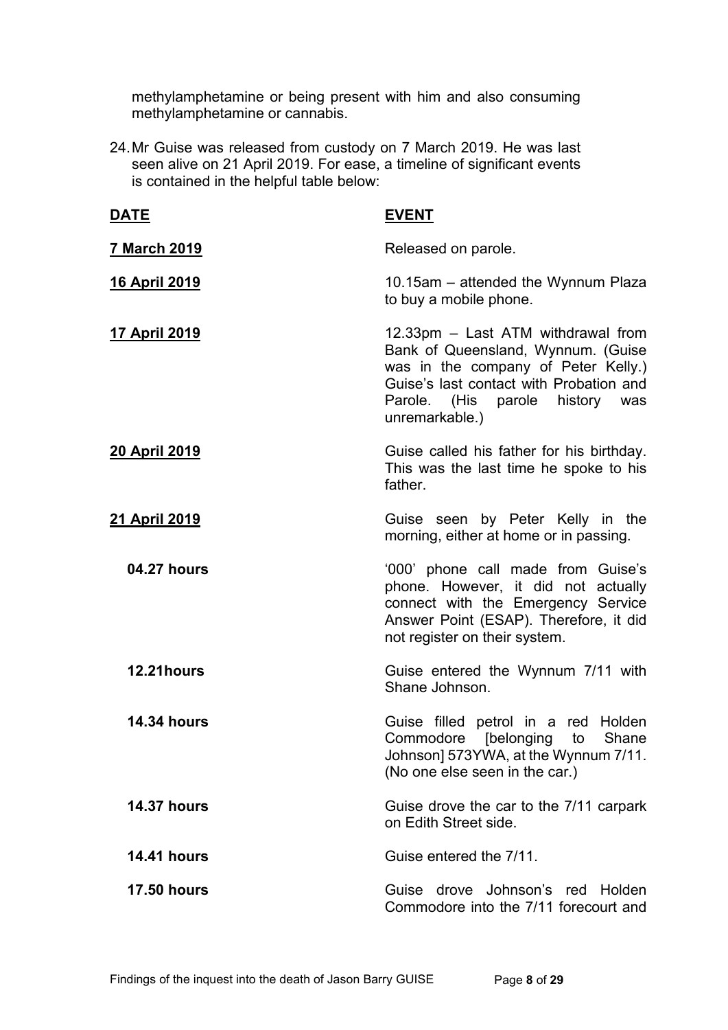methylamphetamine or being present with him and also consuming methylamphetamine or cannabis.

24. Mr Guise was released from custody on 7 March 2019. He was last seen alive on 21 April 2019. For ease, a timeline of significant events is contained in the helpful table below:

| **DATE** | **EVENT** |
|---|---|
| **7 March 2019** | Released on parole. |
| **16 April 2019** | 10.15am – attended the Wynnum Plaza to buy a mobile phone. |
| **17 April 2019** | 12.33pm – Last ATM withdrawal from Bank of Queensland, Wynnum. (Guise was in the company of Peter Kelly.) Guise's last contact with Probation and Parole. (His parole history was unremarkable.) |
| **20 April 2019** | Guise called his father for his birthday. This was the last time he spoke to his father. |
| **21 April 2019** | Guise seen by Peter Kelly in the morning, either at home or in passing. |
| **04.27 hours** | '000' phone call made from Guise's phone. However, it did not actually connect with the Emergency Service Answer Point (ESAP). Therefore, it did not register on their system. |
| **12.21hours** | Guise entered the Wynnum 7/11 with Shane Johnson. |
| **14.34 hours** | Guise filled petrol in a red Holden Commodore [belonging to Shane Johnson] 573YWA, at the Wynnum 7/11. (No one else seen in the car.) |
| **14.37 hours** | Guise drove the car to the 7/11 carpark on Edith Street side. |
| **14.41 hours** | Guise entered the 7/11. |
| **17.50 hours** | Guise drove Johnson's red Holden Commodore into the 7/11 forecourt and |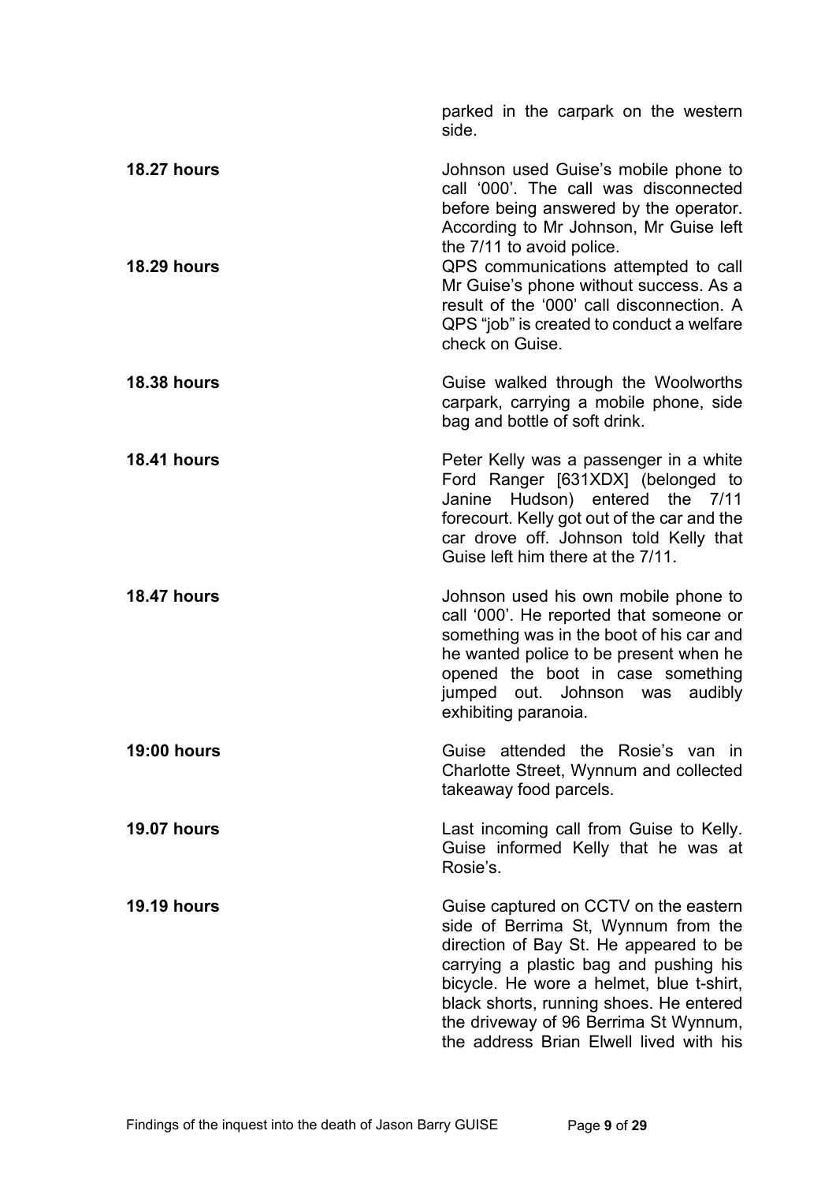| | |
|---|---|
| | parked in the carpark on the western side. |
| **18.27 hours** | Johnson used Guise's mobile phone to call '000'. The call was disconnected before being answered by the operator. According to Mr Johnson, Mr Guise left the 7/11 to avoid police. |
| **18.29 hours** | QPS communications attempted to call Mr Guise's phone without success. As a result of the '000' call disconnection. A QPS "job" is created to conduct a welfare check on Guise. |
| **18.38 hours** | Guise walked through the Woolworths carpark, carrying a mobile phone, side bag and bottle of soft drink. |
| **18.41 hours** | Peter Kelly was a passenger in a white Ford Ranger [631XDX] (belonged to Janine Hudson) entered the 7/11 forecourt. Kelly got out of the car and the car drove off. Johnson told Kelly that Guise left him there at the 7/11. |
| **18.47 hours** | Johnson used his own mobile phone to call '000'. He reported that someone or something was in the boot of his car and he wanted police to be present when he opened the boot in case something jumped out. Johnson was audibly exhibiting paranoia. |
| **19:00 hours** | Guise attended the Rosie's van in Charlotte Street, Wynnum and collected takeaway food parcels. |
| **19.07 hours** | Last incoming call from Guise to Kelly. Guise informed Kelly that he was at Rosie's. |
| **19.19 hours** | Guise captured on CCTV on the eastern side of Berrima St, Wynnum from the direction of Bay St. He appeared to be carrying a plastic bag and pushing his bicycle. He wore a helmet, blue t-shirt, black shorts, running shoes. He entered the driveway of 96 Berrima St Wynnum, the address Brian Elwell lived with his |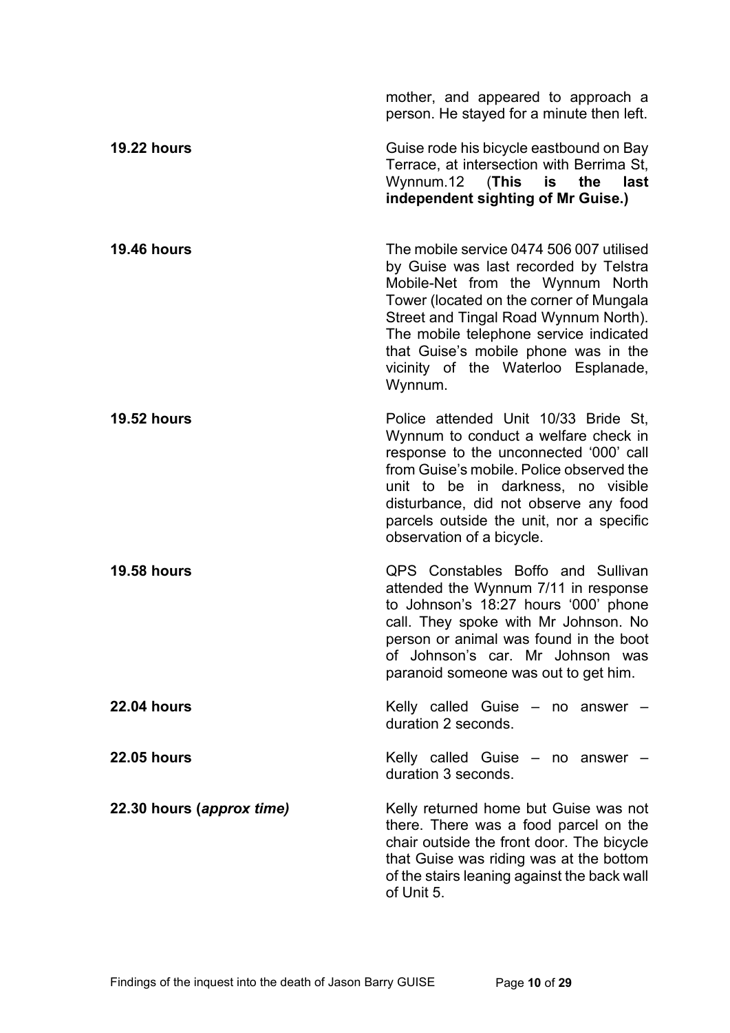| | |
|---|---|
| | mother, and appeared to approach a person. He stayed for a minute then left. |
| **19.22 hours** | Guise rode his bicycle eastbound on Bay Terrace, at intersection with Berrima St, Wynnum.12 (**This is the last independent sighting of Mr Guise.**) |
| **19.46 hours** | The mobile service 0474 506 007 utilised by Guise was last recorded by Telstra Mobile-Net from the Wynnum North Tower (located on the corner of Mungala Street and Tingal Road Wynnum North). The mobile telephone service indicated that Guise's mobile phone was in the vicinity of the Waterloo Esplanade, Wynnum. |
| **19.52 hours** | Police attended Unit 10/33 Bride St, Wynnum to conduct a welfare check in response to the unconnected '000' call from Guise's mobile. Police observed the unit to be in darkness, no visible disturbance, did not observe any food parcels outside the unit, nor a specific observation of a bicycle. |
| **19.58 hours** | QPS Constables Boffo and Sullivan attended the Wynnum 7/11 in response to Johnson's 18:27 hours '000' phone call. They spoke with Mr Johnson. No person or animal was found in the boot of Johnson's car. Mr Johnson was paranoid someone was out to get him. |
| **22.04 hours** | Kelly called Guise – no answer – duration 2 seconds. |
| **22.05 hours** | Kelly called Guise – no answer – duration 3 seconds. |
| **22.30 hours (*approx time*)** | Kelly returned home but Guise was not there. There was a food parcel on the chair outside the front door. The bicycle that Guise was riding was at the bottom of the stairs leaning against the back wall of Unit 5. |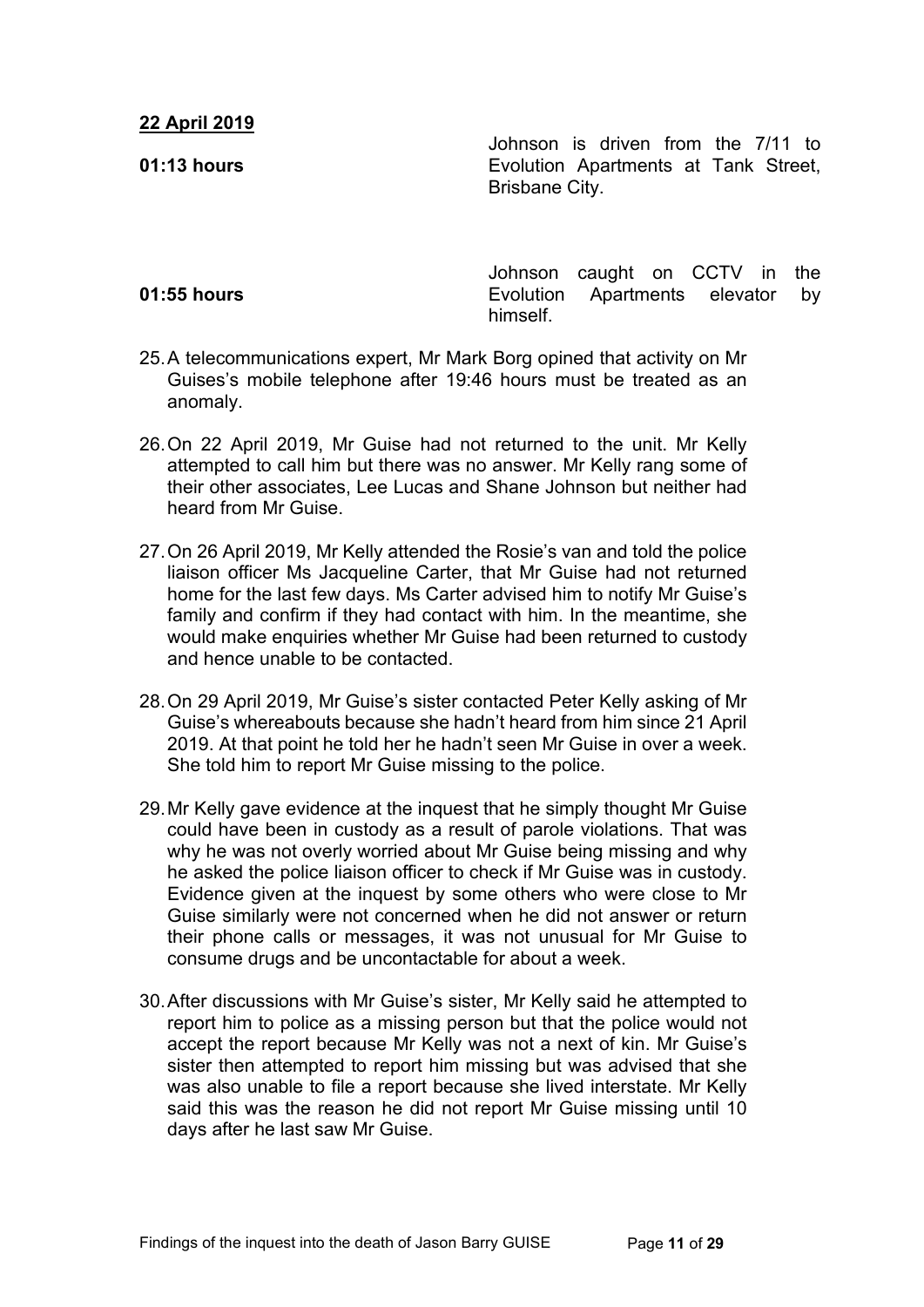**22 April 2019**

| | |
|---|---|
| **01:13 hours** | Johnson is driven from the 7/11 to Evolution Apartments at Tank Street, Brisbane City. |
| **01:55 hours** | Johnson caught on CCTV in the Evolution Apartments elevator by himself. |

25. A telecommunications expert, Mr Mark Borg opined that activity on Mr Guises's mobile telephone after 19:46 hours must be treated as an anomaly.

26. On 22 April 2019, Mr Guise had not returned to the unit. Mr Kelly attempted to call him but there was no answer. Mr Kelly rang some of their other associates, Lee Lucas and Shane Johnson but neither had heard from Mr Guise.

27. On 26 April 2019, Mr Kelly attended the Rosie's van and told the police liaison officer Ms Jacqueline Carter, that Mr Guise had not returned home for the last few days. Ms Carter advised him to notify Mr Guise's family and confirm if they had contact with him. In the meantime, she would make enquiries whether Mr Guise had been returned to custody and hence unable to be contacted.

28. On 29 April 2019, Mr Guise's sister contacted Peter Kelly asking of Mr Guise's whereabouts because she hadn't heard from him since 21 April 2019. At that point he told her he hadn't seen Mr Guise in over a week. She told him to report Mr Guise missing to the police.

29. Mr Kelly gave evidence at the inquest that he simply thought Mr Guise could have been in custody as a result of parole violations. That was why he was not overly worried about Mr Guise being missing and why he asked the police liaison officer to check if Mr Guise was in custody. Evidence given at the inquest by some others who were close to Mr Guise similarly were not concerned when he did not answer or return their phone calls or messages, it was not unusual for Mr Guise to consume drugs and be uncontactable for about a week.

30. After discussions with Mr Guise's sister, Mr Kelly said he attempted to report him to police as a missing person but that the police would not accept the report because Mr Kelly was not a next of kin. Mr Guise's sister then attempted to report him missing but was advised that she was also unable to file a report because she lived interstate. Mr Kelly said this was the reason he did not report Mr Guise missing until 10 days after he last saw Mr Guise.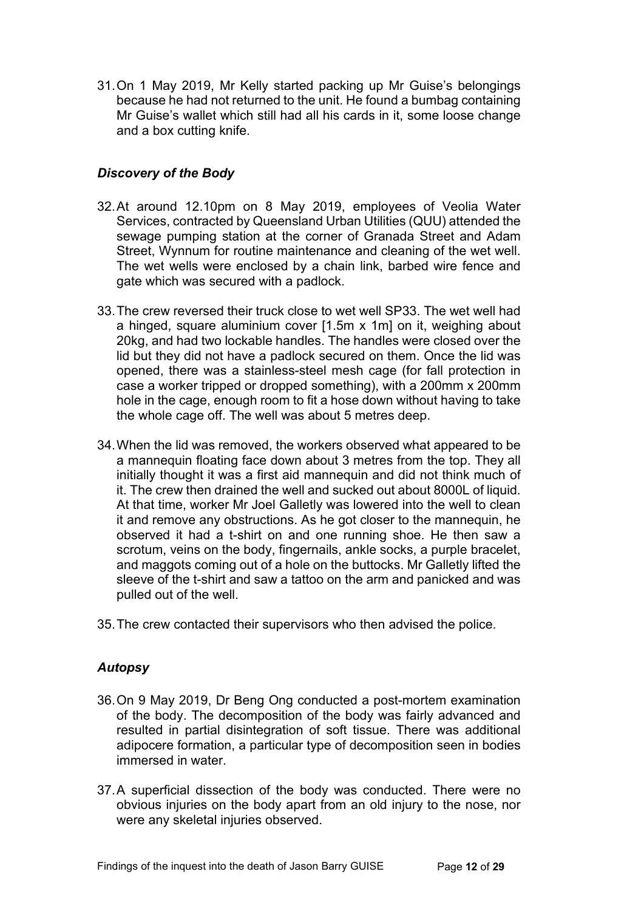31. On 1 May 2019, Mr Kelly started packing up Mr Guise's belongings because he had not returned to the unit. He found a bumbag containing Mr Guise's wallet which still had all his cards in it, some loose change and a box cutting knife.

### *Discovery of the Body*

32. At around 12.10pm on 8 May 2019, employees of Veolia Water Services, contracted by Queensland Urban Utilities (QUU) attended the sewage pumping station at the corner of Granada Street and Adam Street, Wynnum for routine maintenance and cleaning of the wet well. The wet wells were enclosed by a chain link, barbed wire fence and gate which was secured with a padlock.

33. The crew reversed their truck close to wet well SP33. The wet well had a hinged, square aluminium cover [1.5m x 1m] on it, weighing about 20kg, and had two lockable handles. The handles were closed over the lid but they did not have a padlock secured on them. Once the lid was opened, there was a stainless-steel mesh cage (for fall protection in case a worker tripped or dropped something), with a 200mm x 200mm hole in the cage, enough room to fit a hose down without having to take the whole cage off. The well was about 5 metres deep.

34. When the lid was removed, the workers observed what appeared to be a mannequin floating face down about 3 metres from the top. They all initially thought it was a first aid mannequin and did not think much of it. The crew then drained the well and sucked out about 8000L of liquid. At that time, worker Mr Joel Galletly was lowered into the well to clean it and remove any obstructions. As he got closer to the mannequin, he observed it had a t-shirt on and one running shoe. He then saw a scrotum, veins on the body, fingernails, ankle socks, a purple bracelet, and maggots coming out of a hole on the buttocks. Mr Galletly lifted the sleeve of the t-shirt and saw a tattoo on the arm and panicked and was pulled out of the well.

35. The crew contacted their supervisors who then advised the police.

### *Autopsy*

36. On 9 May 2019, Dr Beng Ong conducted a post-mortem examination of the body. The decomposition of the body was fairly advanced and resulted in partial disintegration of soft tissue. There was additional adipocere formation, a particular type of decomposition seen in bodies immersed in water.

37. A superficial dissection of the body was conducted. There were no obvious injuries on the body apart from an old injury to the nose, nor were any skeletal injuries observed.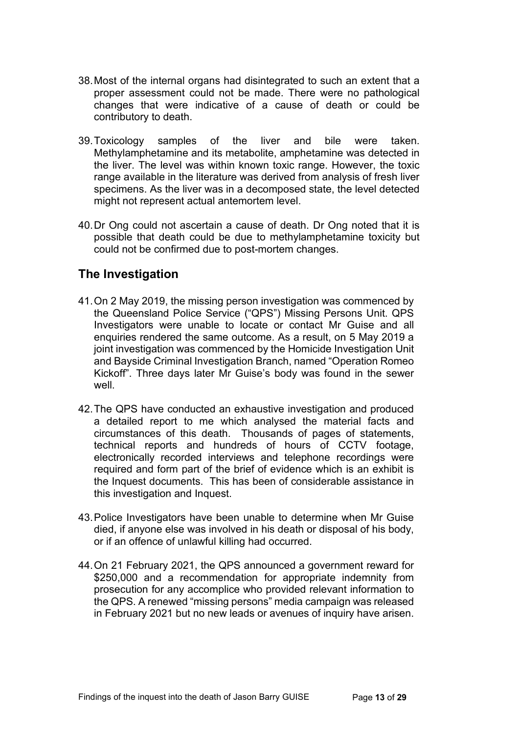38. Most of the internal organs had disintegrated to such an extent that a proper assessment could not be made. There were no pathological changes that were indicative of a cause of death or could be contributory to death.

39. Toxicology samples of the liver and bile were taken. Methylamphetamine and its metabolite, amphetamine was detected in the liver. The level was within known toxic range. However, the toxic range available in the literature was derived from analysis of fresh liver specimens. As the liver was in a decomposed state, the level detected might not represent actual antemortem level.

40. Dr Ong could not ascertain a cause of death. Dr Ong noted that it is possible that death could be due to methylamphetamine toxicity but could not be confirmed due to post-mortem changes.

## The Investigation

41. On 2 May 2019, the missing person investigation was commenced by the Queensland Police Service ("QPS") Missing Persons Unit. QPS Investigators were unable to locate or contact Mr Guise and all enquiries rendered the same outcome. As a result, on 5 May 2019 a joint investigation was commenced by the Homicide Investigation Unit and Bayside Criminal Investigation Branch, named "Operation Romeo Kickoff". Three days later Mr Guise's body was found in the sewer well.

42. The QPS have conducted an exhaustive investigation and produced a detailed report to me which analysed the material facts and circumstances of this death. Thousands of pages of statements, technical reports and hundreds of hours of CCTV footage, electronically recorded interviews and telephone recordings were required and form part of the brief of evidence which is an exhibit is the Inquest documents. This has been of considerable assistance in this investigation and Inquest.

43. Police Investigators have been unable to determine when Mr Guise died, if anyone else was involved in his death or disposal of his body, or if an offence of unlawful killing had occurred.

44. On 21 February 2021, the QPS announced a government reward for \$250,000 and a recommendation for appropriate indemnity from prosecution for any accomplice who provided relevant information to the QPS. A renewed "missing persons" media campaign was released in February 2021 but no new leads or avenues of inquiry have arisen.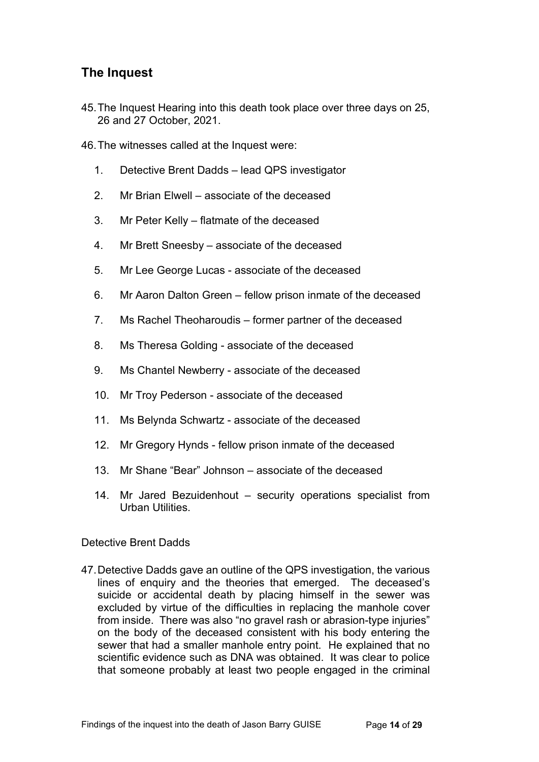## The Inquest

45. The Inquest Hearing into this death took place over three days on 25, 26 and 27 October, 2021.

46. The witnesses called at the Inquest were:

    1. Detective Brent Dadds – lead QPS investigator
    2. Mr Brian Elwell – associate of the deceased
    3. Mr Peter Kelly – flatmate of the deceased
    4. Mr Brett Sneesby – associate of the deceased
    5. Mr Lee George Lucas - associate of the deceased
    6. Mr Aaron Dalton Green – fellow prison inmate of the deceased
    7. Ms Rachel Theoharoudis – former partner of the deceased
    8. Ms Theresa Golding - associate of the deceased
    9. Ms Chantel Newberry - associate of the deceased
    10. Mr Troy Pederson - associate of the deceased
    11. Ms Belynda Schwartz - associate of the deceased
    12. Mr Gregory Hynds - fellow prison inmate of the deceased
    13. Mr Shane "Bear" Johnson – associate of the deceased
    14. Mr Jared Bezuidenhout – security operations specialist from Urban Utilities.

Detective Brent Dadds

47. Detective Dadds gave an outline of the QPS investigation, the various lines of enquiry and the theories that emerged. The deceased's suicide or accidental death by placing himself in the sewer was excluded by virtue of the difficulties in replacing the manhole cover from inside. There was also "no gravel rash or abrasion-type injuries" on the body of the deceased consistent with his body entering the sewer that had a smaller manhole entry point. He explained that no scientific evidence such as DNA was obtained. It was clear to police that someone probably at least two people engaged in the criminal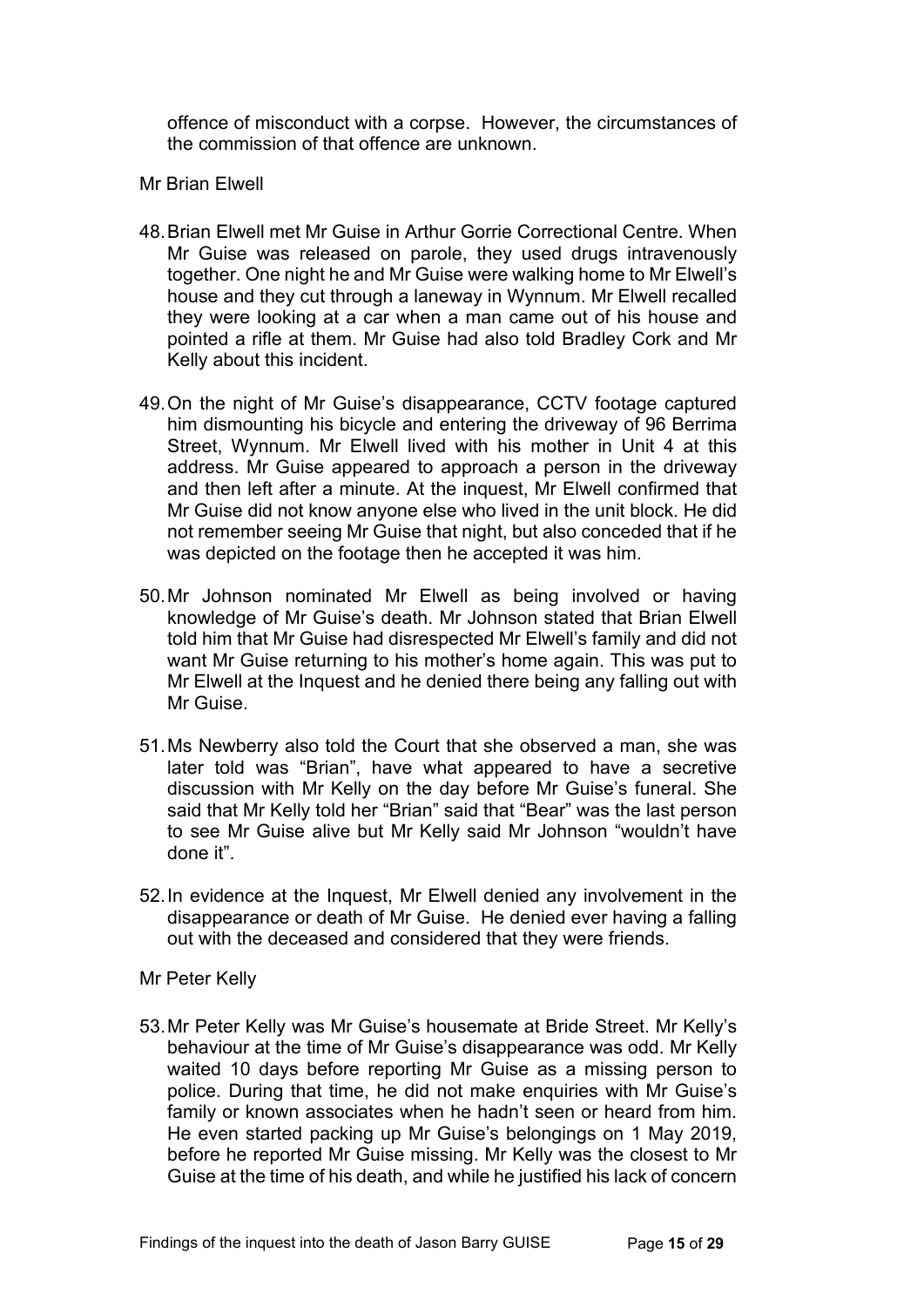offence of misconduct with a corpse. However, the circumstances of the commission of that offence are unknown.

Mr Brian Elwell

48. Brian Elwell met Mr Guise in Arthur Gorrie Correctional Centre. When Mr Guise was released on parole, they used drugs intravenously together. One night he and Mr Guise were walking home to Mr Elwell's house and they cut through a laneway in Wynnum. Mr Elwell recalled they were looking at a car when a man came out of his house and pointed a rifle at them. Mr Guise had also told Bradley Cork and Mr Kelly about this incident.

49. On the night of Mr Guise's disappearance, CCTV footage captured him dismounting his bicycle and entering the driveway of 96 Berrima Street, Wynnum. Mr Elwell lived with his mother in Unit 4 at this address. Mr Guise appeared to approach a person in the driveway and then left after a minute. At the inquest, Mr Elwell confirmed that Mr Guise did not know anyone else who lived in the unit block. He did not remember seeing Mr Guise that night, but also conceded that if he was depicted on the footage then he accepted it was him.

50. Mr Johnson nominated Mr Elwell as being involved or having knowledge of Mr Guise's death. Mr Johnson stated that Brian Elwell told him that Mr Guise had disrespected Mr Elwell's family and did not want Mr Guise returning to his mother's home again. This was put to Mr Elwell at the Inquest and he denied there being any falling out with Mr Guise.

51. Ms Newberry also told the Court that she observed a man, she was later told was "Brian", have what appeared to have a secretive discussion with Mr Kelly on the day before Mr Guise's funeral. She said that Mr Kelly told her "Brian" said that "Bear" was the last person to see Mr Guise alive but Mr Kelly said Mr Johnson "wouldn't have done it".

52. In evidence at the Inquest, Mr Elwell denied any involvement in the disappearance or death of Mr Guise. He denied ever having a falling out with the deceased and considered that they were friends.

Mr Peter Kelly

53. Mr Peter Kelly was Mr Guise's housemate at Bride Street. Mr Kelly's behaviour at the time of Mr Guise's disappearance was odd. Mr Kelly waited 10 days before reporting Mr Guise as a missing person to police. During that time, he did not make enquiries with Mr Guise's family or known associates when he hadn't seen or heard from him. He even started packing up Mr Guise's belongings on 1 May 2019, before he reported Mr Guise missing. Mr Kelly was the closest to Mr Guise at the time of his death, and while he justified his lack of concern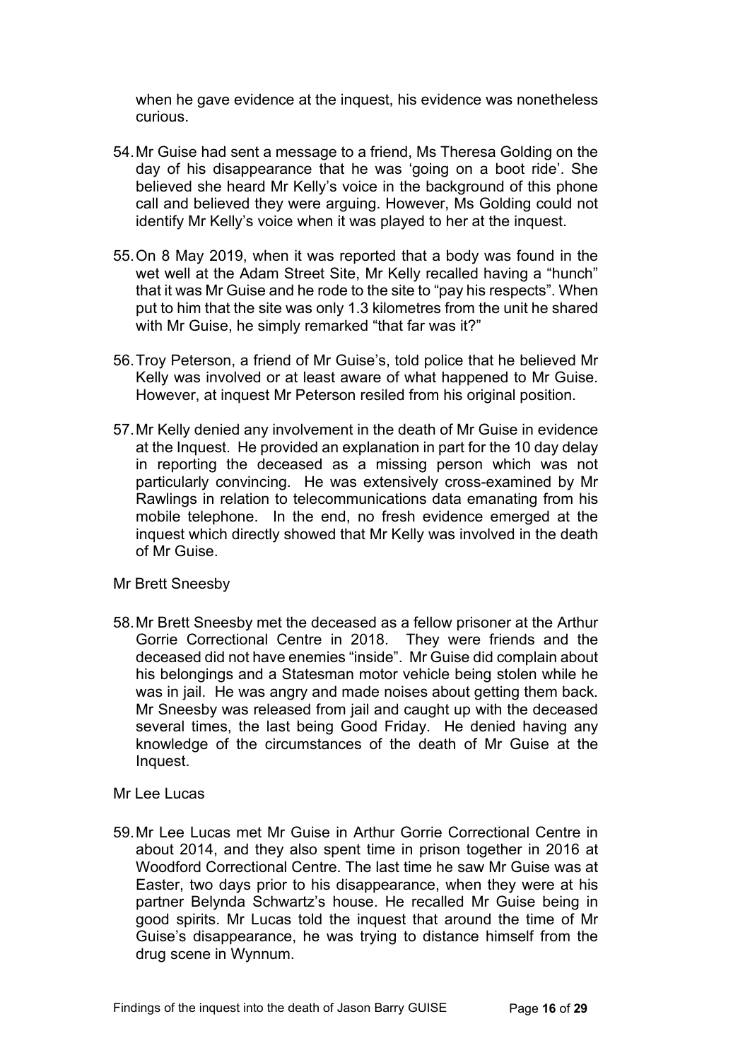when he gave evidence at the inquest, his evidence was nonetheless curious.

54. Mr Guise had sent a message to a friend, Ms Theresa Golding on the day of his disappearance that he was 'going on a boot ride'. She believed she heard Mr Kelly's voice in the background of this phone call and believed they were arguing. However, Ms Golding could not identify Mr Kelly's voice when it was played to her at the inquest.

55. On 8 May 2019, when it was reported that a body was found in the wet well at the Adam Street Site, Mr Kelly recalled having a "hunch" that it was Mr Guise and he rode to the site to "pay his respects". When put to him that the site was only 1.3 kilometres from the unit he shared with Mr Guise, he simply remarked "that far was it?"

56. Troy Peterson, a friend of Mr Guise's, told police that he believed Mr Kelly was involved or at least aware of what happened to Mr Guise. However, at inquest Mr Peterson resiled from his original position.

57. Mr Kelly denied any involvement in the death of Mr Guise in evidence at the Inquest. He provided an explanation in part for the 10 day delay in reporting the deceased as a missing person which was not particularly convincing. He was extensively cross-examined by Mr Rawlings in relation to telecommunications data emanating from his mobile telephone. In the end, no fresh evidence emerged at the inquest which directly showed that Mr Kelly was involved in the death of Mr Guise.

Mr Brett Sneesby

58. Mr Brett Sneesby met the deceased as a fellow prisoner at the Arthur Gorrie Correctional Centre in 2018. They were friends and the deceased did not have enemies "inside". Mr Guise did complain about his belongings and a Statesman motor vehicle being stolen while he was in jail. He was angry and made noises about getting them back. Mr Sneesby was released from jail and caught up with the deceased several times, the last being Good Friday. He denied having any knowledge of the circumstances of the death of Mr Guise at the Inquest.

Mr Lee Lucas

59. Mr Lee Lucas met Mr Guise in Arthur Gorrie Correctional Centre in about 2014, and they also spent time in prison together in 2016 at Woodford Correctional Centre. The last time he saw Mr Guise was at Easter, two days prior to his disappearance, when they were at his partner Belynda Schwartz's house. He recalled Mr Guise being in good spirits. Mr Lucas told the inquest that around the time of Mr Guise's disappearance, he was trying to distance himself from the drug scene in Wynnum.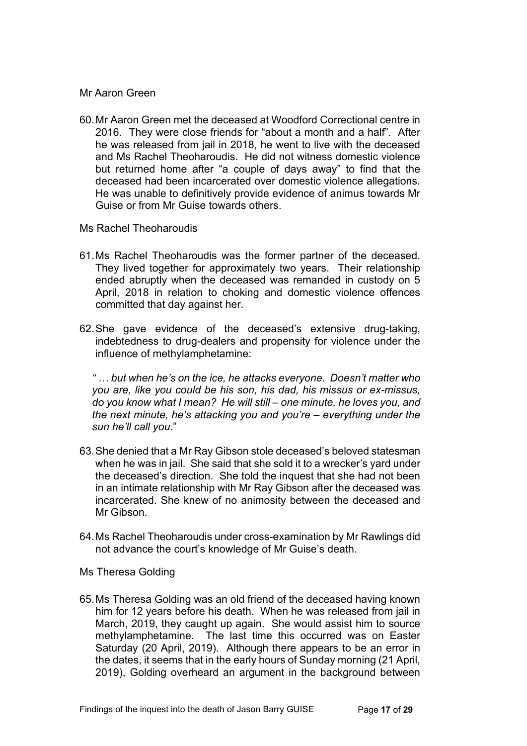Mr Aaron Green

60. Mr Aaron Green met the deceased at Woodford Correctional centre in 2016. They were close friends for "about a month and a half". After he was released from jail in 2018, he went to live with the deceased and Ms Rachel Theoharoudis. He did not witness domestic violence but returned home after "a couple of days away" to find that the deceased had been incarcerated over domestic violence allegations. He was unable to definitively provide evidence of animus towards Mr Guise or from Mr Guise towards others.

Ms Rachel Theoharoudis

61. Ms Rachel Theoharoudis was the former partner of the deceased. They lived together for approximately two years. Their relationship ended abruptly when the deceased was remanded in custody on 5 April, 2018 in relation to choking and domestic violence offences committed that day against her.

62. She gave evidence of the deceased's extensive drug-taking, indebtedness to drug-dealers and propensity for violence under the influence of methylamphetamine:

> *" … but when he's on the ice, he attacks everyone. Doesn't matter who you are, like you could be his son, his dad, his missus or ex-missus, do you know what I mean? He will still – one minute, he loves you, and the next minute, he's attacking you and you're – everything under the sun he'll call you*."

63. She denied that a Mr Ray Gibson stole deceased's beloved statesman when he was in jail. She said that she sold it to a wrecker's yard under the deceased's direction. She told the inquest that she had not been in an intimate relationship with Mr Ray Gibson after the deceased was incarcerated. She knew of no animosity between the deceased and Mr Gibson.

64. Ms Rachel Theoharoudis under cross-examination by Mr Rawlings did not advance the court's knowledge of Mr Guise's death.

Ms Theresa Golding

65. Ms Theresa Golding was an old friend of the deceased having known him for 12 years before his death. When he was released from jail in March, 2019, they caught up again. She would assist him to source methylamphetamine. The last time this occurred was on Easter Saturday (20 April, 2019). Although there appears to be an error in the dates, it seems that in the early hours of Sunday morning (21 April, 2019), Golding overheard an argument in the background between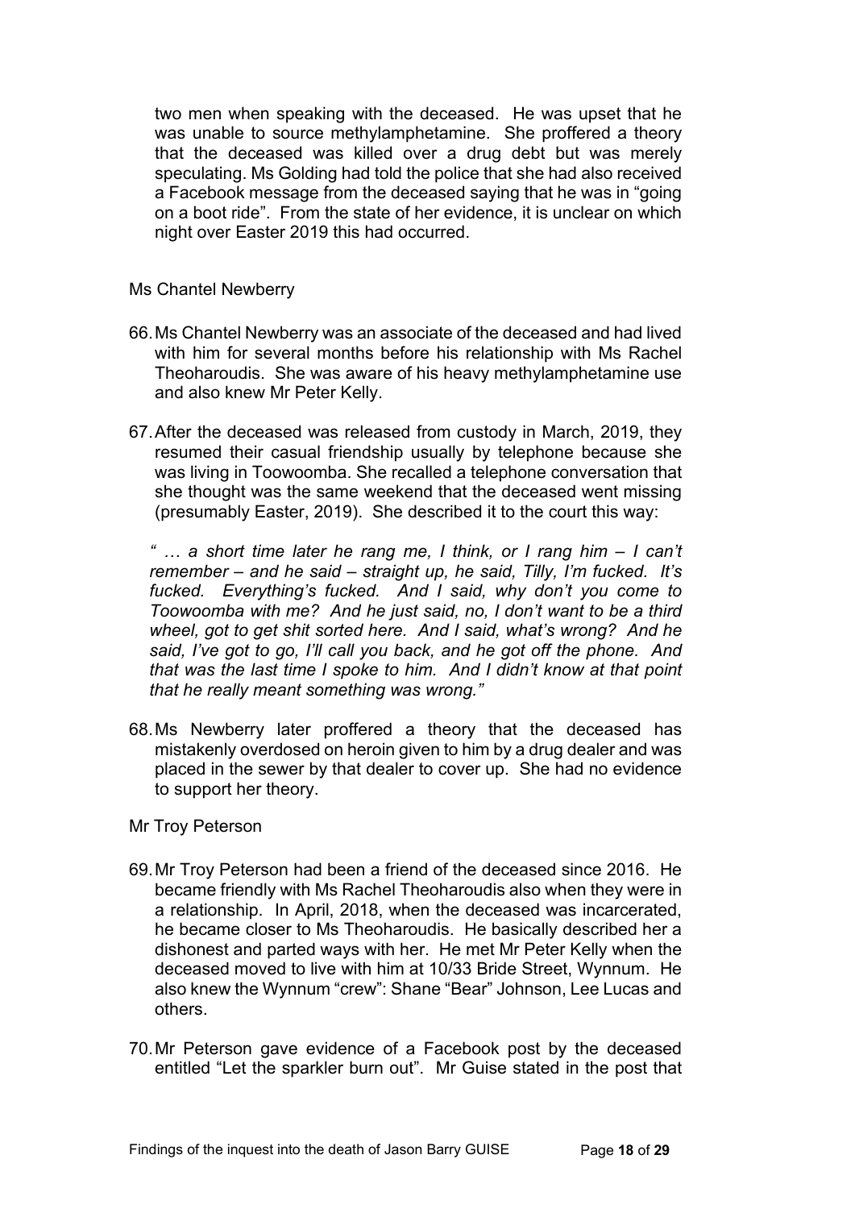two men when speaking with the deceased. He was upset that he was unable to source methylamphetamine. She proffered a theory that the deceased was killed over a drug debt but was merely speculating. Ms Golding had told the police that she had also received a Facebook message from the deceased saying that he was in "going on a boot ride". From the state of her evidence, it is unclear on which night over Easter 2019 this had occurred.

Ms Chantel Newberry

66. Ms Chantel Newberry was an associate of the deceased and had lived with him for several months before his relationship with Ms Rachel Theoharoudis. She was aware of his heavy methylamphetamine use and also knew Mr Peter Kelly.

67. After the deceased was released from custody in March, 2019, they resumed their casual friendship usually by telephone because she was living in Toowoomba. She recalled a telephone conversation that she thought was the same weekend that the deceased went missing (presumably Easter, 2019). She described it to the court this way:

*" … a short time later he rang me, I think, or I rang him – I can't remember – and he said – straight up, he said, Tilly, I'm fucked. It's fucked. Everything's fucked. And I said, why don't you come to Toowoomba with me? And he just said, no, I don't want to be a third wheel, got to get shit sorted here. And I said, what's wrong? And he said, I've got to go, I'll call you back, and he got off the phone. And that was the last time I spoke to him. And I didn't know at that point that he really meant something was wrong."*

68. Ms Newberry later proffered a theory that the deceased has mistakenly overdosed on heroin given to him by a drug dealer and was placed in the sewer by that dealer to cover up. She had no evidence to support her theory.

Mr Troy Peterson

69. Mr Troy Peterson had been a friend of the deceased since 2016. He became friendly with Ms Rachel Theoharoudis also when they were in a relationship. In April, 2018, when the deceased was incarcerated, he became closer to Ms Theoharoudis. He basically described her a dishonest and parted ways with her. He met Mr Peter Kelly when the deceased moved to live with him at 10/33 Bride Street, Wynnum. He also knew the Wynnum "crew": Shane "Bear" Johnson, Lee Lucas and others.

70. Mr Peterson gave evidence of a Facebook post by the deceased entitled "Let the sparkler burn out". Mr Guise stated in the post that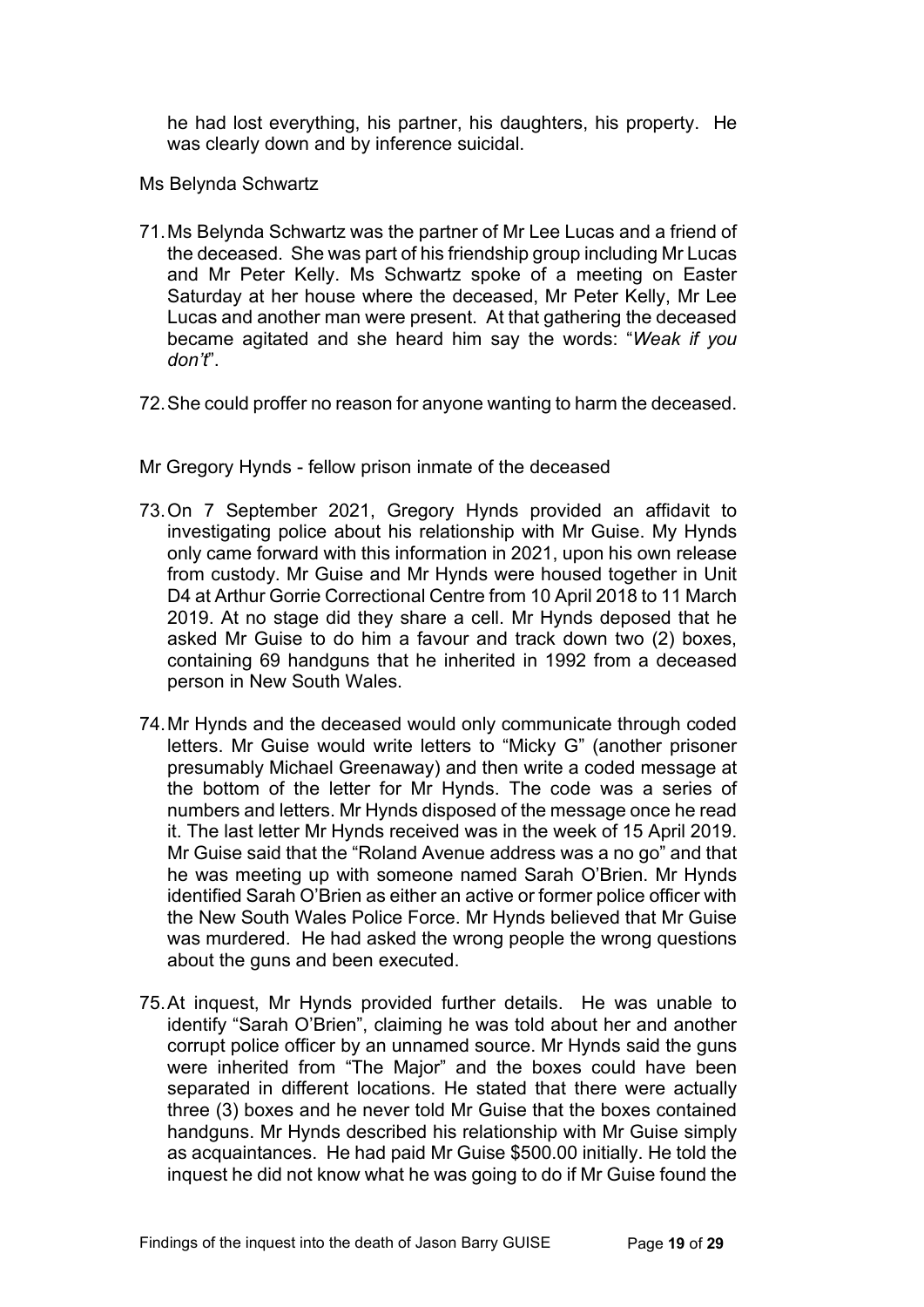he had lost everything, his partner, his daughters, his property. He was clearly down and by inference suicidal.

Ms Belynda Schwartz

71. Ms Belynda Schwartz was the partner of Mr Lee Lucas and a friend of the deceased. She was part of his friendship group including Mr Lucas and Mr Peter Kelly. Ms Schwartz spoke of a meeting on Easter Saturday at her house where the deceased, Mr Peter Kelly, Mr Lee Lucas and another man were present. At that gathering the deceased became agitated and she heard him say the words: "*Weak if you don't*".

72. She could proffer no reason for anyone wanting to harm the deceased.

Mr Gregory Hynds - fellow prison inmate of the deceased

73. On 7 September 2021, Gregory Hynds provided an affidavit to investigating police about his relationship with Mr Guise. My Hynds only came forward with this information in 2021, upon his own release from custody. Mr Guise and Mr Hynds were housed together in Unit D4 at Arthur Gorrie Correctional Centre from 10 April 2018 to 11 March 2019. At no stage did they share a cell. Mr Hynds deposed that he asked Mr Guise to do him a favour and track down two (2) boxes, containing 69 handguns that he inherited in 1992 from a deceased person in New South Wales.

74. Mr Hynds and the deceased would only communicate through coded letters. Mr Guise would write letters to "Micky G" (another prisoner presumably Michael Greenaway) and then write a coded message at the bottom of the letter for Mr Hynds. The code was a series of numbers and letters. Mr Hynds disposed of the message once he read it. The last letter Mr Hynds received was in the week of 15 April 2019. Mr Guise said that the "Roland Avenue address was a no go" and that he was meeting up with someone named Sarah O'Brien. Mr Hynds identified Sarah O'Brien as either an active or former police officer with the New South Wales Police Force. Mr Hynds believed that Mr Guise was murdered. He had asked the wrong people the wrong questions about the guns and been executed.

75. At inquest, Mr Hynds provided further details. He was unable to identify "Sarah O'Brien", claiming he was told about her and another corrupt police officer by an unnamed source. Mr Hynds said the guns were inherited from "The Major" and the boxes could have been separated in different locations. He stated that there were actually three (3) boxes and he never told Mr Guise that the boxes contained handguns. Mr Hynds described his relationship with Mr Guise simply as acquaintances. He had paid Mr Guise $500.00 initially. He told the inquest he did not know what he was going to do if Mr Guise found the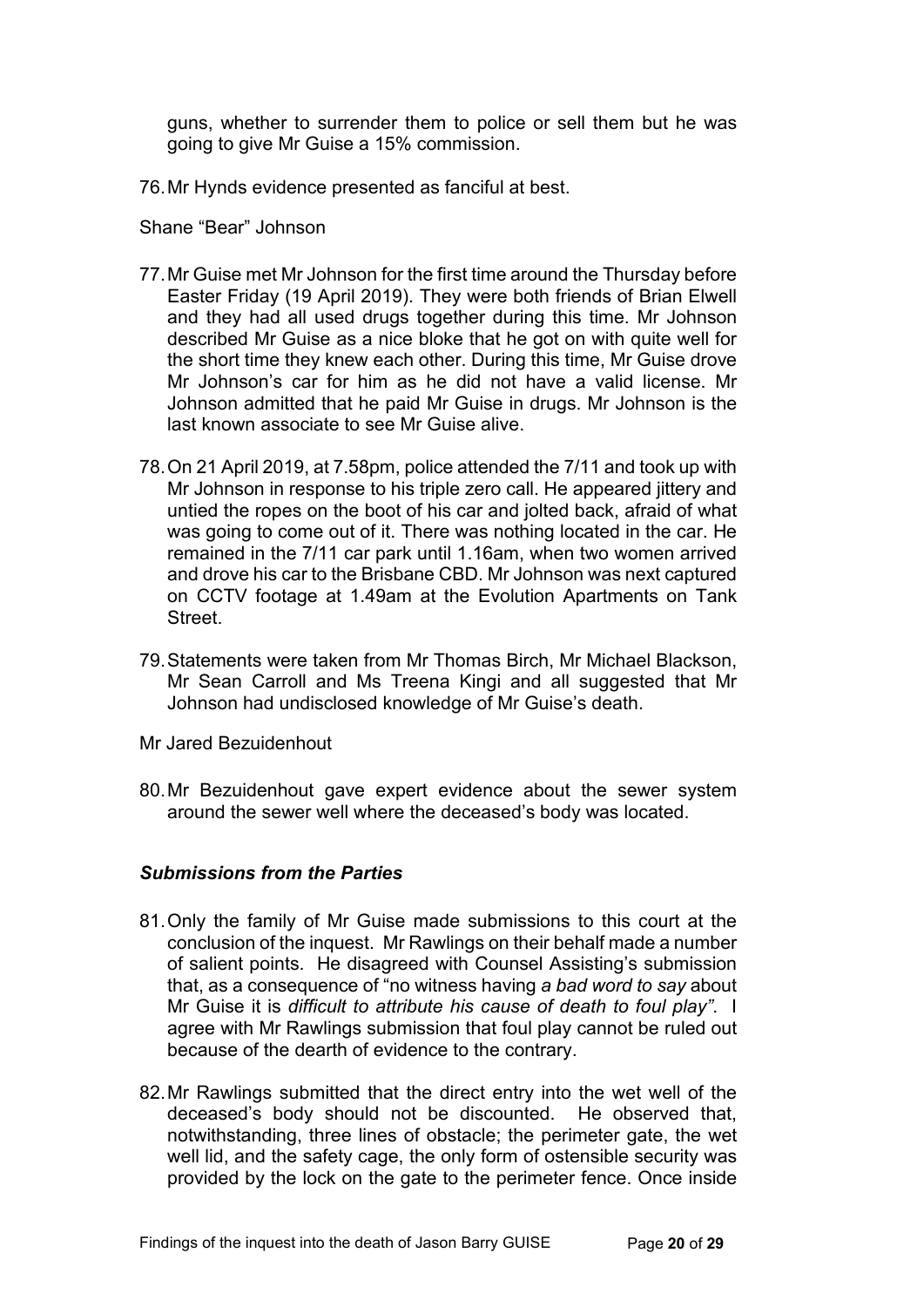guns, whether to surrender them to police or sell them but he was going to give Mr Guise a 15% commission.

76. Mr Hynds evidence presented as fanciful at best.

Shane "Bear" Johnson

77. Mr Guise met Mr Johnson for the first time around the Thursday before Easter Friday (19 April 2019). They were both friends of Brian Elwell and they had all used drugs together during this time. Mr Johnson described Mr Guise as a nice bloke that he got on with quite well for the short time they knew each other. During this time, Mr Guise drove Mr Johnson's car for him as he did not have a valid license. Mr Johnson admitted that he paid Mr Guise in drugs. Mr Johnson is the last known associate to see Mr Guise alive.

78. On 21 April 2019, at 7.58pm, police attended the 7/11 and took up with Mr Johnson in response to his triple zero call. He appeared jittery and untied the ropes on the boot of his car and jolted back, afraid of what was going to come out of it. There was nothing located in the car. He remained in the 7/11 car park until 1.16am, when two women arrived and drove his car to the Brisbane CBD. Mr Johnson was next captured on CCTV footage at 1.49am at the Evolution Apartments on Tank Street.

79. Statements were taken from Mr Thomas Birch, Mr Michael Blackson, Mr Sean Carroll and Ms Treena Kingi and all suggested that Mr Johnson had undisclosed knowledge of Mr Guise's death.

Mr Jared Bezuidenhout

80. Mr Bezuidenhout gave expert evidence about the sewer system around the sewer well where the deceased's body was located.

### *Submissions from the Parties*

81. Only the family of Mr Guise made submissions to this court at the conclusion of the inquest. Mr Rawlings on their behalf made a number of salient points. He disagreed with Counsel Assisting's submission that, as a consequence of "no witness having *a bad word to say* about Mr Guise it is *difficult to attribute his cause of death to foul play"*. I agree with Mr Rawlings submission that foul play cannot be ruled out because of the dearth of evidence to the contrary.

82. Mr Rawlings submitted that the direct entry into the wet well of the deceased's body should not be discounted. He observed that, notwithstanding, three lines of obstacle; the perimeter gate, the wet well lid, and the safety cage, the only form of ostensible security was provided by the lock on the gate to the perimeter fence. Once inside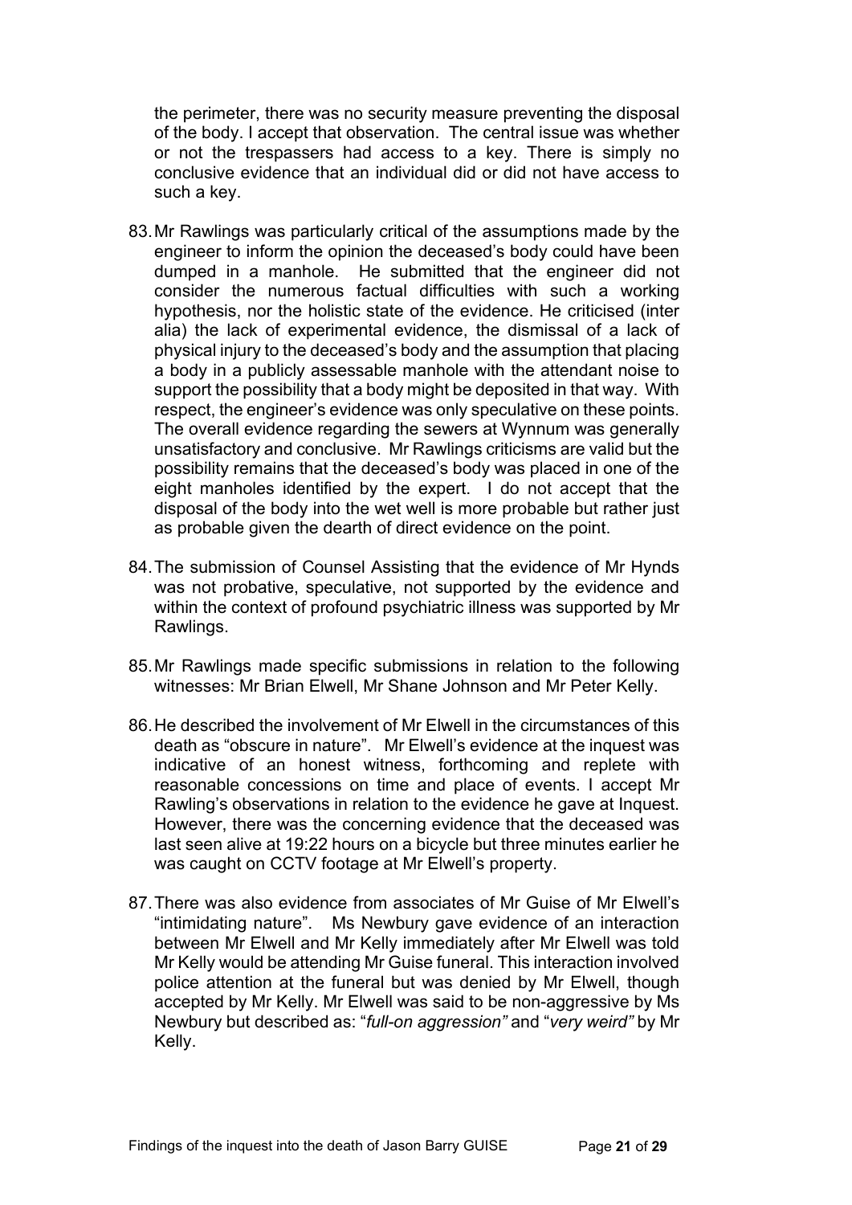the perimeter, there was no security measure preventing the disposal of the body. I accept that observation. The central issue was whether or not the trespassers had access to a key. There is simply no conclusive evidence that an individual did or did not have access to such a key.

83. Mr Rawlings was particularly critical of the assumptions made by the engineer to inform the opinion the deceased's body could have been dumped in a manhole. He submitted that the engineer did not consider the numerous factual difficulties with such a working hypothesis, nor the holistic state of the evidence. He criticised (inter alia) the lack of experimental evidence, the dismissal of a lack of physical injury to the deceased's body and the assumption that placing a body in a publicly assessable manhole with the attendant noise to support the possibility that a body might be deposited in that way. With respect, the engineer's evidence was only speculative on these points. The overall evidence regarding the sewers at Wynnum was generally unsatisfactory and conclusive. Mr Rawlings criticisms are valid but the possibility remains that the deceased's body was placed in one of the eight manholes identified by the expert. I do not accept that the disposal of the body into the wet well is more probable but rather just as probable given the dearth of direct evidence on the point.

84. The submission of Counsel Assisting that the evidence of Mr Hynds was not probative, speculative, not supported by the evidence and within the context of profound psychiatric illness was supported by Mr Rawlings.

85. Mr Rawlings made specific submissions in relation to the following witnesses: Mr Brian Elwell, Mr Shane Johnson and Mr Peter Kelly.

86. He described the involvement of Mr Elwell in the circumstances of this death as "obscure in nature". Mr Elwell's evidence at the inquest was indicative of an honest witness, forthcoming and replete with reasonable concessions on time and place of events. I accept Mr Rawling's observations in relation to the evidence he gave at Inquest. However, there was the concerning evidence that the deceased was last seen alive at 19:22 hours on a bicycle but three minutes earlier he was caught on CCTV footage at Mr Elwell's property.

87. There was also evidence from associates of Mr Guise of Mr Elwell's "intimidating nature". Ms Newbury gave evidence of an interaction between Mr Elwell and Mr Kelly immediately after Mr Elwell was told Mr Kelly would be attending Mr Guise funeral. This interaction involved police attention at the funeral but was denied by Mr Elwell, though accepted by Mr Kelly. Mr Elwell was said to be non-aggressive by Ms Newbury but described as: "*full-on aggression"* and "*very weird"* by Mr Kelly.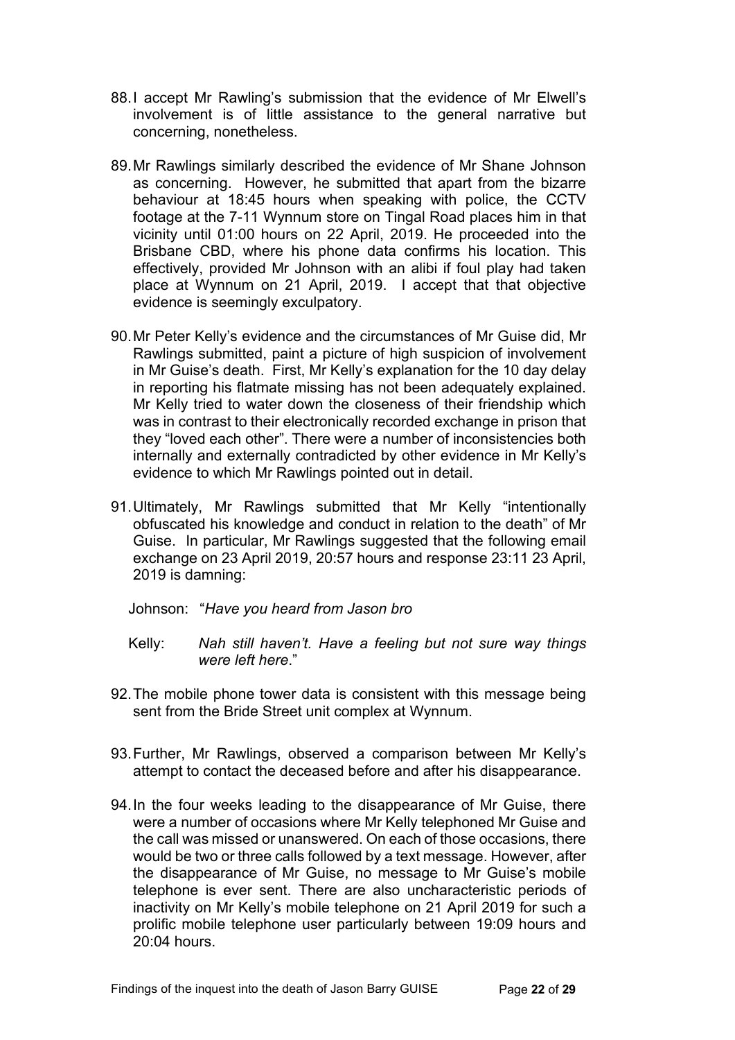88. I accept Mr Rawling's submission that the evidence of Mr Elwell's involvement is of little assistance to the general narrative but concerning, nonetheless.

89. Mr Rawlings similarly described the evidence of Mr Shane Johnson as concerning. However, he submitted that apart from the bizarre behaviour at 18:45 hours when speaking with police, the CCTV footage at the 7-11 Wynnum store on Tingal Road places him in that vicinity until 01:00 hours on 22 April, 2019. He proceeded into the Brisbane CBD, where his phone data confirms his location. This effectively, provided Mr Johnson with an alibi if foul play had taken place at Wynnum on 21 April, 2019. I accept that that objective evidence is seemingly exculpatory.

90. Mr Peter Kelly's evidence and the circumstances of Mr Guise did, Mr Rawlings submitted, paint a picture of high suspicion of involvement in Mr Guise's death. First, Mr Kelly's explanation for the 10 day delay in reporting his flatmate missing has not been adequately explained. Mr Kelly tried to water down the closeness of their friendship which was in contrast to their electronically recorded exchange in prison that they "loved each other". There were a number of inconsistencies both internally and externally contradicted by other evidence in Mr Kelly's evidence to which Mr Rawlings pointed out in detail.

91. Ultimately, Mr Rawlings submitted that Mr Kelly "intentionally obfuscated his knowledge and conduct in relation to the death" of Mr Guise. In particular, Mr Rawlings suggested that the following email exchange on 23 April 2019, 20:57 hours and response 23:11 23 April, 2019 is damning:

Johnson: "*Have you heard from Jason bro*

Kelly: *Nah still haven't. Have a feeling but not sure way things were left here*."

92. The mobile phone tower data is consistent with this message being sent from the Bride Street unit complex at Wynnum.

93. Further, Mr Rawlings, observed a comparison between Mr Kelly's attempt to contact the deceased before and after his disappearance.

94. In the four weeks leading to the disappearance of Mr Guise, there were a number of occasions where Mr Kelly telephoned Mr Guise and the call was missed or unanswered. On each of those occasions, there would be two or three calls followed by a text message. However, after the disappearance of Mr Guise, no message to Mr Guise's mobile telephone is ever sent. There are also uncharacteristic periods of inactivity on Mr Kelly's mobile telephone on 21 April 2019 for such a prolific mobile telephone user particularly between 19:09 hours and 20:04 hours.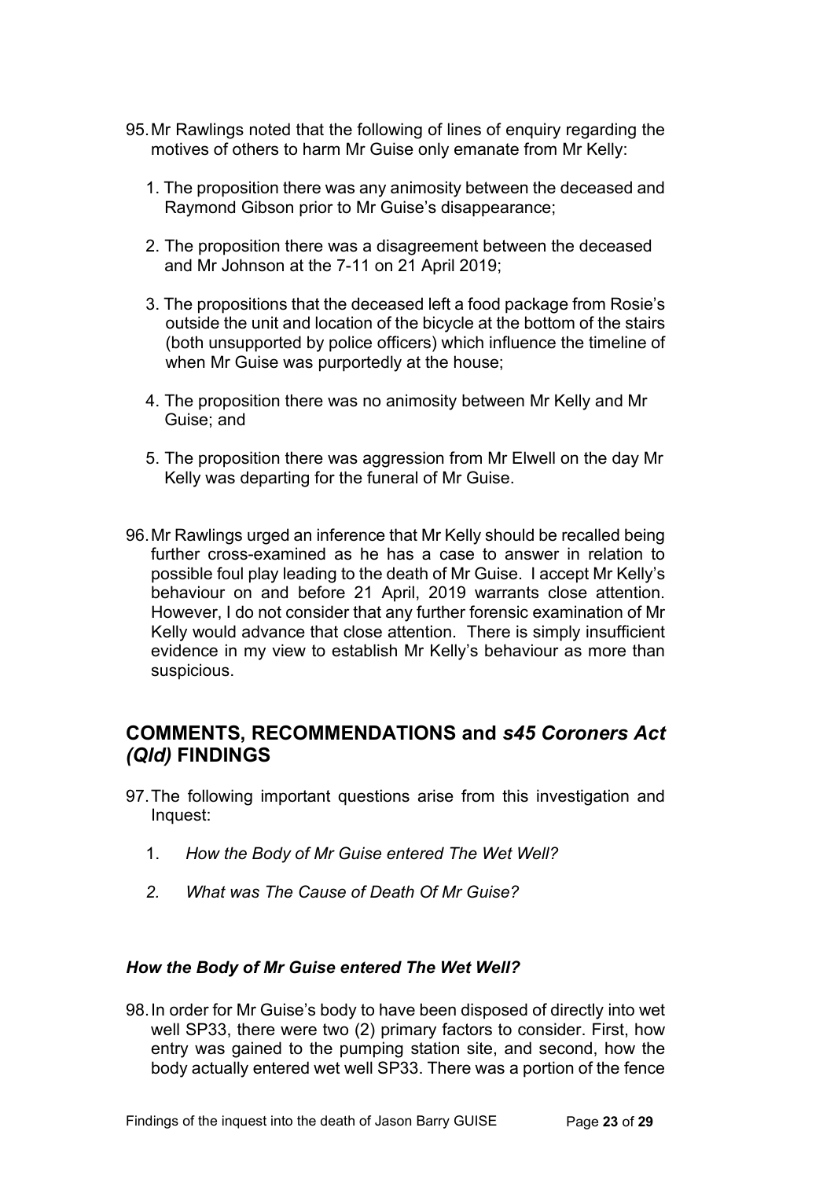95. Mr Rawlings noted that the following of lines of enquiry regarding the motives of others to harm Mr Guise only emanate from Mr Kelly:

    1. The proposition there was any animosity between the deceased and Raymond Gibson prior to Mr Guise's disappearance;

    2. The proposition there was a disagreement between the deceased and Mr Johnson at the 7-11 on 21 April 2019;

    3. The propositions that the deceased left a food package from Rosie's outside the unit and location of the bicycle at the bottom of the stairs (both unsupported by police officers) which influence the timeline of when Mr Guise was purportedly at the house;

    4. The proposition there was no animosity between Mr Kelly and Mr Guise; and

    5. The proposition there was aggression from Mr Elwell on the day Mr Kelly was departing for the funeral of Mr Guise.

96. Mr Rawlings urged an inference that Mr Kelly should be recalled being further cross-examined as he has a case to answer in relation to possible foul play leading to the death of Mr Guise. I accept Mr Kelly's behaviour on and before 21 April, 2019 warrants close attention. However, I do not consider that any further forensic examination of Mr Kelly would advance that close attention. There is simply insufficient evidence in my view to establish Mr Kelly's behaviour as more than suspicious.

## COMMENTS, RECOMMENDATIONS and *s45 Coroners Act (Qld)* FINDINGS

97. The following important questions arise from this investigation and Inquest:

    1. *How the Body of Mr Guise entered The Wet Well?*

    2. *What was The Cause of Death Of Mr Guise?*

### *How the Body of Mr Guise entered The Wet Well?*

98. In order for Mr Guise's body to have been disposed of directly into wet well SP33, there were two (2) primary factors to consider. First, how entry was gained to the pumping station site, and second, how the body actually entered wet well SP33. There was a portion of the fence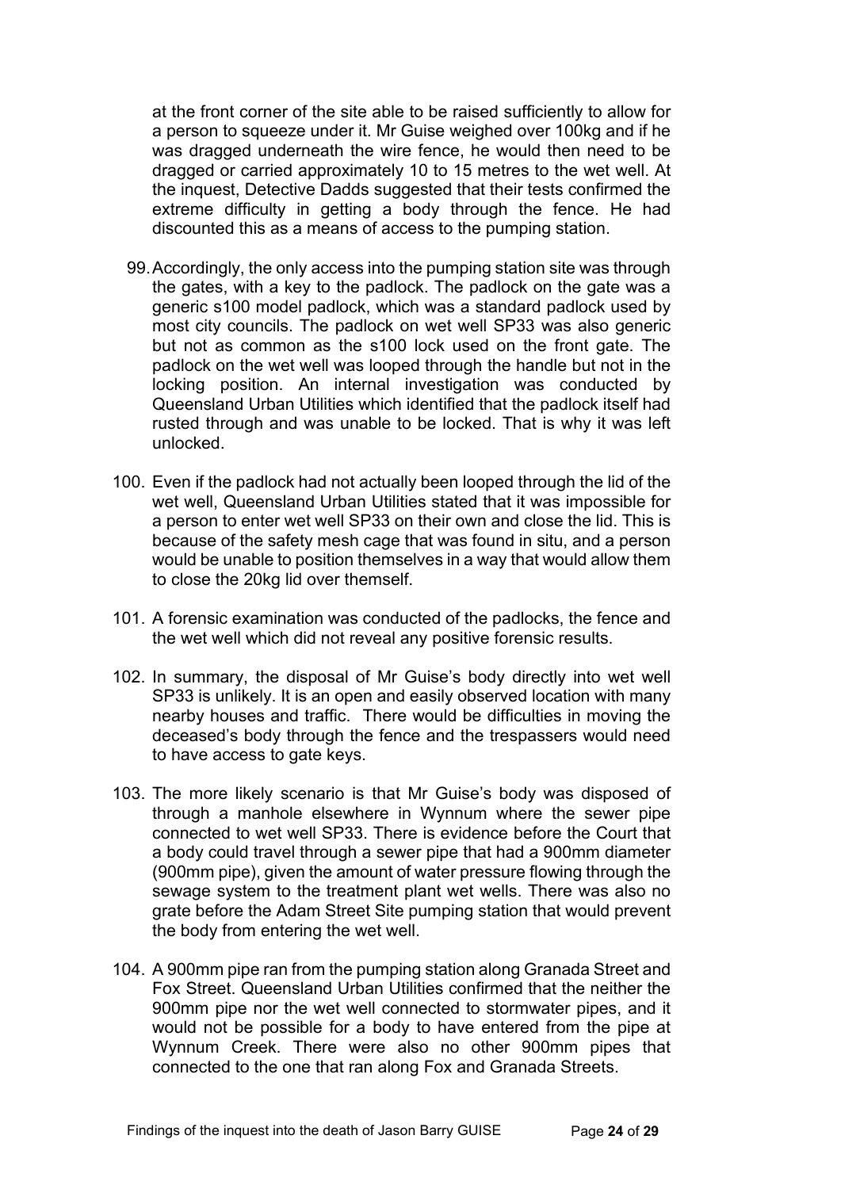at the front corner of the site able to be raised sufficiently to allow for a person to squeeze under it. Mr Guise weighed over 100kg and if he was dragged underneath the wire fence, he would then need to be dragged or carried approximately 10 to 15 metres to the wet well. At the inquest, Detective Dadds suggested that their tests confirmed the extreme difficulty in getting a body through the fence. He had discounted this as a means of access to the pumping station.

99. Accordingly, the only access into the pumping station site was through the gates, with a key to the padlock. The padlock on the gate was a generic s100 model padlock, which was a standard padlock used by most city councils. The padlock on wet well SP33 was also generic but not as common as the s100 lock used on the front gate. The padlock on the wet well was looped through the handle but not in the locking position. An internal investigation was conducted by Queensland Urban Utilities which identified that the padlock itself had rusted through and was unable to be locked. That is why it was left unlocked.

100. Even if the padlock had not actually been looped through the lid of the wet well, Queensland Urban Utilities stated that it was impossible for a person to enter wet well SP33 on their own and close the lid. This is because of the safety mesh cage that was found in situ, and a person would be unable to position themselves in a way that would allow them to close the 20kg lid over themself.

101. A forensic examination was conducted of the padlocks, the fence and the wet well which did not reveal any positive forensic results.

102. In summary, the disposal of Mr Guise's body directly into wet well SP33 is unlikely. It is an open and easily observed location with many nearby houses and traffic. There would be difficulties in moving the deceased's body through the fence and the trespassers would need to have access to gate keys.

103. The more likely scenario is that Mr Guise's body was disposed of through a manhole elsewhere in Wynnum where the sewer pipe connected to wet well SP33. There is evidence before the Court that a body could travel through a sewer pipe that had a 900mm diameter (900mm pipe), given the amount of water pressure flowing through the sewage system to the treatment plant wet wells. There was also no grate before the Adam Street Site pumping station that would prevent the body from entering the wet well.

104. A 900mm pipe ran from the pumping station along Granada Street and Fox Street. Queensland Urban Utilities confirmed that the neither the 900mm pipe nor the wet well connected to stormwater pipes, and it would not be possible for a body to have entered from the pipe at Wynnum Creek. There were also no other 900mm pipes that connected to the one that ran along Fox and Granada Streets.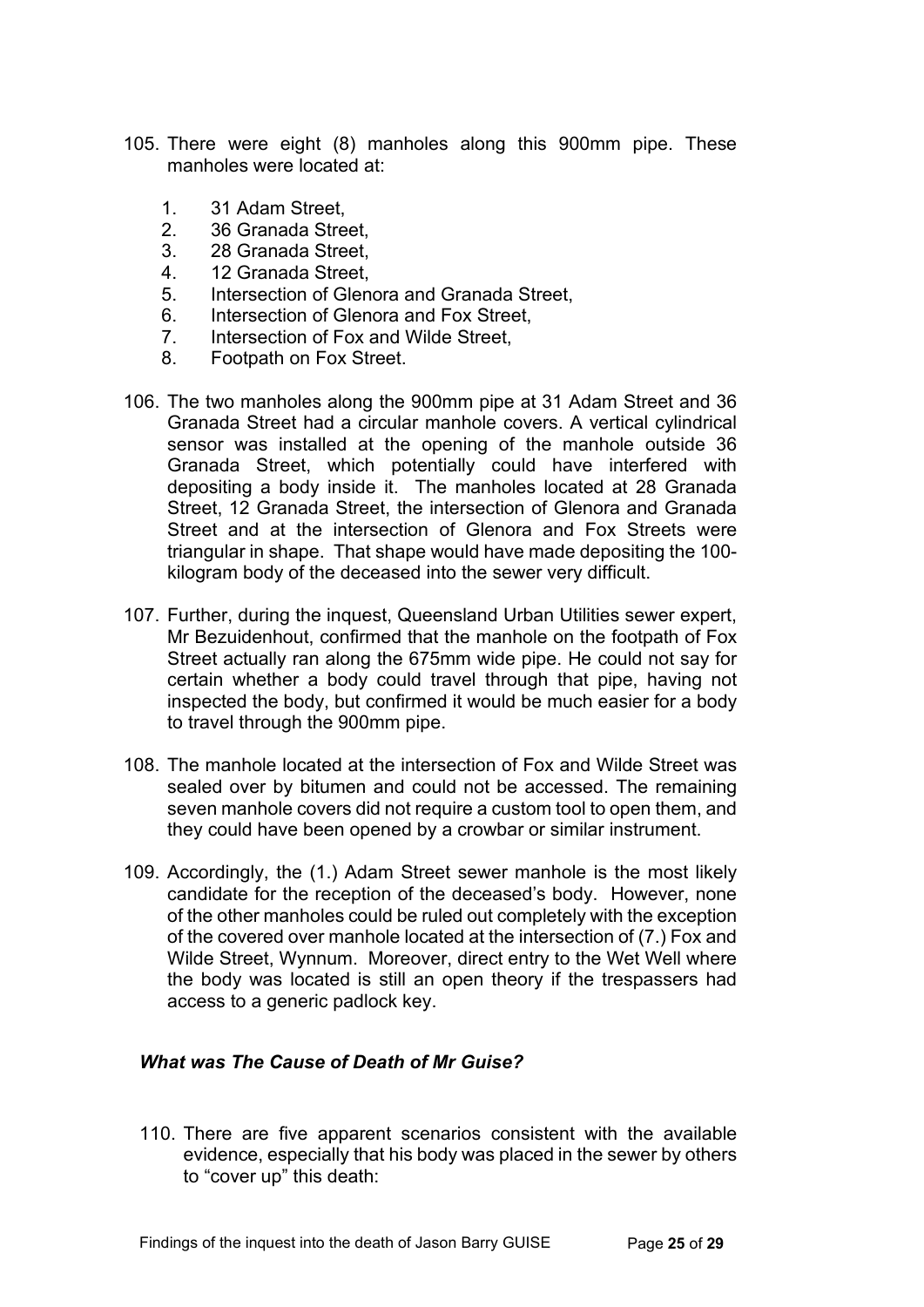105. There were eight (8) manholes along this 900mm pipe. These manholes were located at:

    1. 31 Adam Street,
    2. 36 Granada Street,
    3. 28 Granada Street,
    4. 12 Granada Street,
    5. Intersection of Glenora and Granada Street,
    6. Intersection of Glenora and Fox Street,
    7. Intersection of Fox and Wilde Street,
    8. Footpath on Fox Street.

106. The two manholes along the 900mm pipe at 31 Adam Street and 36 Granada Street had a circular manhole covers. A vertical cylindrical sensor was installed at the opening of the manhole outside 36 Granada Street, which potentially could have interfered with depositing a body inside it. The manholes located at 28 Granada Street, 12 Granada Street, the intersection of Glenora and Granada Street and at the intersection of Glenora and Fox Streets were triangular in shape. That shape would have made depositing the 100-kilogram body of the deceased into the sewer very difficult.

107. Further, during the inquest, Queensland Urban Utilities sewer expert, Mr Bezuidenhout, confirmed that the manhole on the footpath of Fox Street actually ran along the 675mm wide pipe. He could not say for certain whether a body could travel through that pipe, having not inspected the body, but confirmed it would be much easier for a body to travel through the 900mm pipe.

108. The manhole located at the intersection of Fox and Wilde Street was sealed over by bitumen and could not be accessed. The remaining seven manhole covers did not require a custom tool to open them, and they could have been opened by a crowbar or similar instrument.

109. Accordingly, the (1.) Adam Street sewer manhole is the most likely candidate for the reception of the deceased's body. However, none of the other manholes could be ruled out completely with the exception of the covered over manhole located at the intersection of (7.) Fox and Wilde Street, Wynnum. Moreover, direct entry to the Wet Well where the body was located is still an open theory if the trespassers had access to a generic padlock key.

### *What was The Cause of Death of Mr Guise?*

110. There are five apparent scenarios consistent with the available evidence, especially that his body was placed in the sewer by others to "cover up" this death: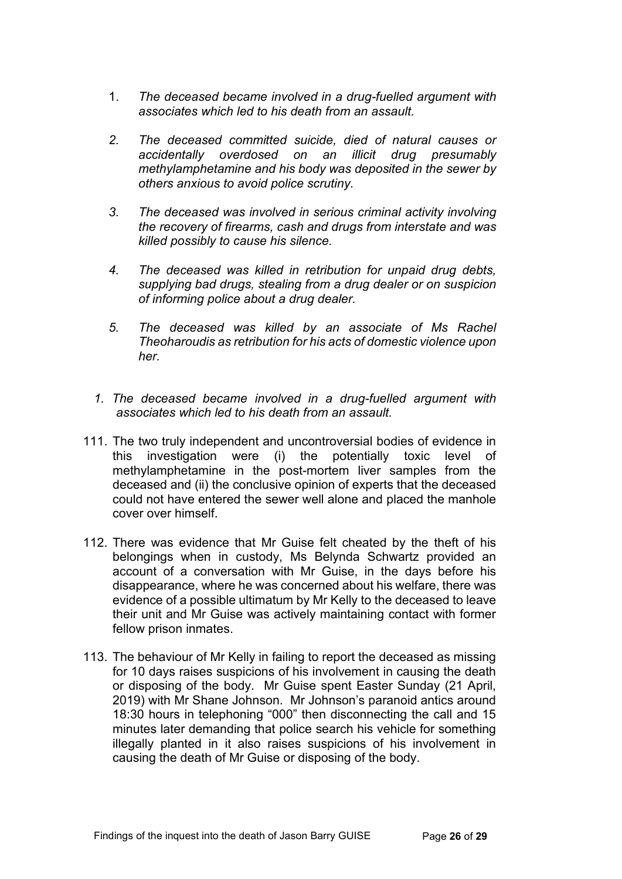1. *The deceased became involved in a drug-fuelled argument with associates which led to his death from an assault.*

2. *The deceased committed suicide, died of natural causes or accidentally overdosed on an illicit drug presumably methylamphetamine and his body was deposited in the sewer by others anxious to avoid police scrutiny.*

3. *The deceased was involved in serious criminal activity involving the recovery of firearms, cash and drugs from interstate and was killed possibly to cause his silence.*

4. *The deceased was killed in retribution for unpaid drug debts, supplying bad drugs, stealing from a drug dealer or on suspicion of informing police about a drug dealer.*

5. *The deceased was killed by an associate of Ms Rachel Theoharoudis as retribution for his acts of domestic violence upon her.*

*1. The deceased became involved in a drug-fuelled argument with associates which led to his death from an assault.*

111. The two truly independent and uncontroversial bodies of evidence in this investigation were (i) the potentially toxic level of methylamphetamine in the post-mortem liver samples from the deceased and (ii) the conclusive opinion of experts that the deceased could not have entered the sewer well alone and placed the manhole cover over himself.

112. There was evidence that Mr Guise felt cheated by the theft of his belongings when in custody, Ms Belynda Schwartz provided an account of a conversation with Mr Guise, in the days before his disappearance, where he was concerned about his welfare, there was evidence of a possible ultimatum by Mr Kelly to the deceased to leave their unit and Mr Guise was actively maintaining contact with former fellow prison inmates.

113. The behaviour of Mr Kelly in failing to report the deceased as missing for 10 days raises suspicions of his involvement in causing the death or disposing of the body. Mr Guise spent Easter Sunday (21 April, 2019) with Mr Shane Johnson. Mr Johnson's paranoid antics around 18:30 hours in telephoning "000" then disconnecting the call and 15 minutes later demanding that police search his vehicle for something illegally planted in it also raises suspicions of his involvement in causing the death of Mr Guise or disposing of the body.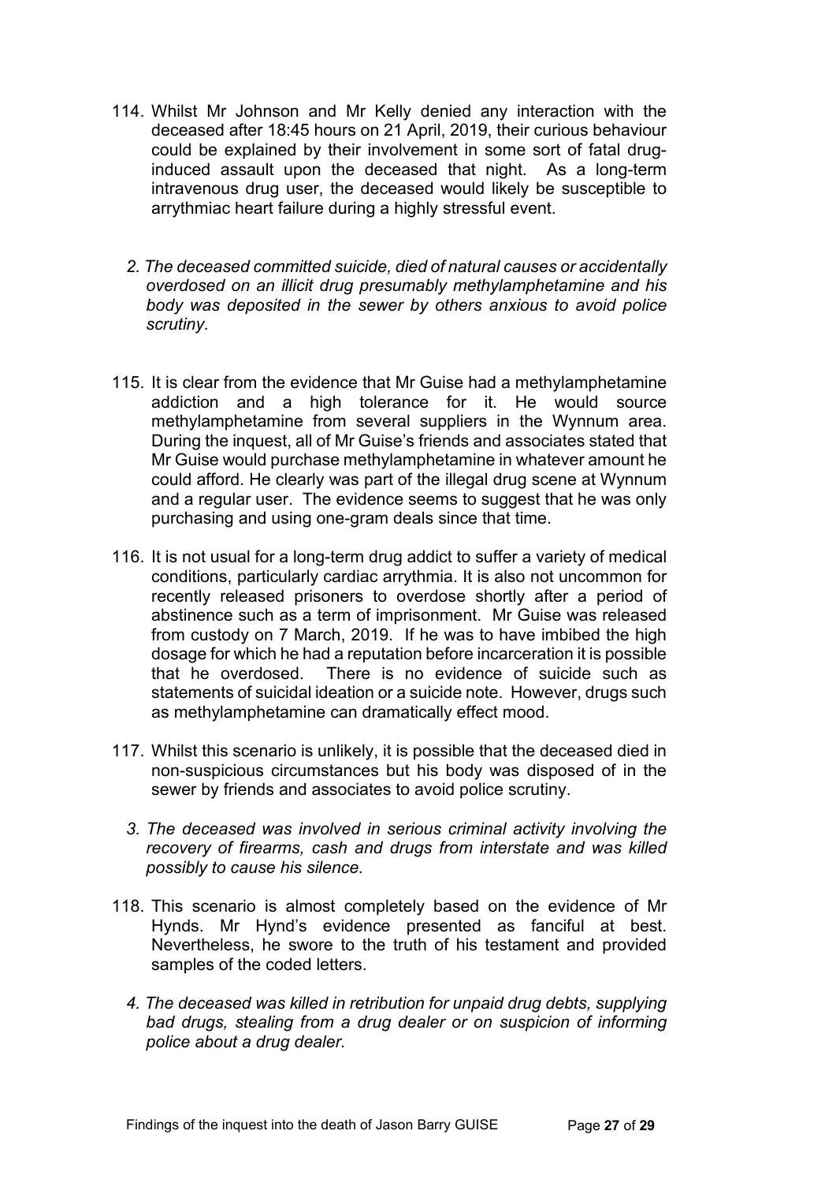114. Whilst Mr Johnson and Mr Kelly denied any interaction with the deceased after 18:45 hours on 21 April, 2019, their curious behaviour could be explained by their involvement in some sort of fatal drug-induced assault upon the deceased that night. As a long-term intravenous drug user, the deceased would likely be susceptible to arrythmiac heart failure during a highly stressful event.

*2. The deceased committed suicide, died of natural causes or accidentally overdosed on an illicit drug presumably methylamphetamine and his body was deposited in the sewer by others anxious to avoid police scrutiny.*

115. It is clear from the evidence that Mr Guise had a methylamphetamine addiction and a high tolerance for it. He would source methylamphetamine from several suppliers in the Wynnum area. During the inquest, all of Mr Guise's friends and associates stated that Mr Guise would purchase methylamphetamine in whatever amount he could afford. He clearly was part of the illegal drug scene at Wynnum and a regular user. The evidence seems to suggest that he was only purchasing and using one-gram deals since that time.

116. It is not usual for a long-term drug addict to suffer a variety of medical conditions, particularly cardiac arrythmia. It is also not uncommon for recently released prisoners to overdose shortly after a period of abstinence such as a term of imprisonment. Mr Guise was released from custody on 7 March, 2019. If he was to have imbibed the high dosage for which he had a reputation before incarceration it is possible that he overdosed. There is no evidence of suicide such as statements of suicidal ideation or a suicide note. However, drugs such as methylamphetamine can dramatically effect mood.

117. Whilst this scenario is unlikely, it is possible that the deceased died in non-suspicious circumstances but his body was disposed of in the sewer by friends and associates to avoid police scrutiny.

*3. The deceased was involved in serious criminal activity involving the recovery of firearms, cash and drugs from interstate and was killed possibly to cause his silence.*

118. This scenario is almost completely based on the evidence of Mr Hynds. Mr Hynd's evidence presented as fanciful at best. Nevertheless, he swore to the truth of his testament and provided samples of the coded letters.

*4. The deceased was killed in retribution for unpaid drug debts, supplying bad drugs, stealing from a drug dealer or on suspicion of informing police about a drug dealer.*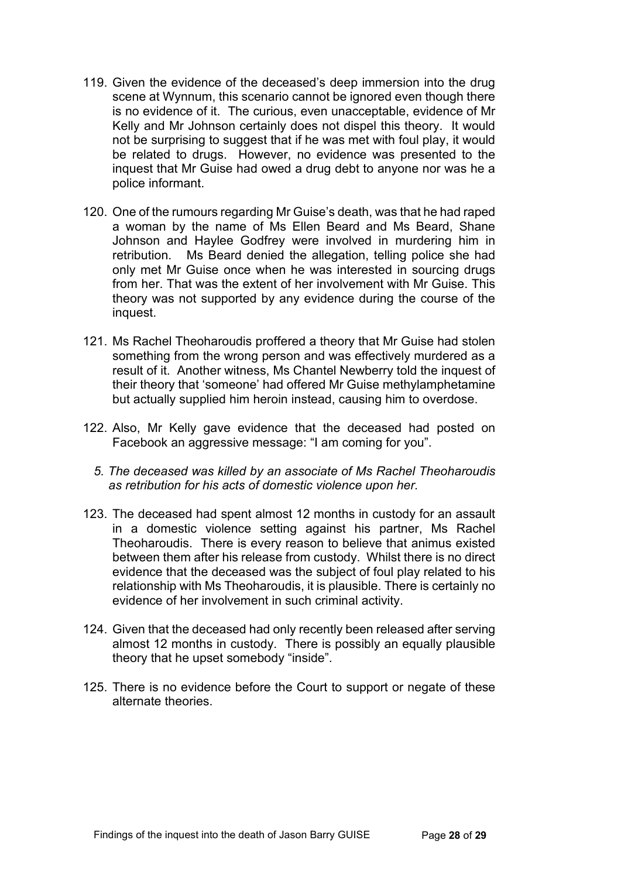119. Given the evidence of the deceased's deep immersion into the drug scene at Wynnum, this scenario cannot be ignored even though there is no evidence of it. The curious, even unacceptable, evidence of Mr Kelly and Mr Johnson certainly does not dispel this theory. It would not be surprising to suggest that if he was met with foul play, it would be related to drugs. However, no evidence was presented to the inquest that Mr Guise had owed a drug debt to anyone nor was he a police informant.

120. One of the rumours regarding Mr Guise's death, was that he had raped a woman by the name of Ms Ellen Beard and Ms Beard, Shane Johnson and Haylee Godfrey were involved in murdering him in retribution. Ms Beard denied the allegation, telling police she had only met Mr Guise once when he was interested in sourcing drugs from her. That was the extent of her involvement with Mr Guise. This theory was not supported by any evidence during the course of the inquest.

121. Ms Rachel Theoharoudis proffered a theory that Mr Guise had stolen something from the wrong person and was effectively murdered as a result of it. Another witness, Ms Chantel Newberry told the inquest of their theory that 'someone' had offered Mr Guise methylamphetamine but actually supplied him heroin instead, causing him to overdose.

122. Also, Mr Kelly gave evidence that the deceased had posted on Facebook an aggressive message: "I am coming for you".

*5. The deceased was killed by an associate of Ms Rachel Theoharoudis as retribution for his acts of domestic violence upon her.*

123. The deceased had spent almost 12 months in custody for an assault in a domestic violence setting against his partner, Ms Rachel Theoharoudis. There is every reason to believe that animus existed between them after his release from custody. Whilst there is no direct evidence that the deceased was the subject of foul play related to his relationship with Ms Theoharoudis, it is plausible. There is certainly no evidence of her involvement in such criminal activity.

124. Given that the deceased had only recently been released after serving almost 12 months in custody. There is possibly an equally plausible theory that he upset somebody "inside".

125. There is no evidence before the Court to support or negate of these alternate theories.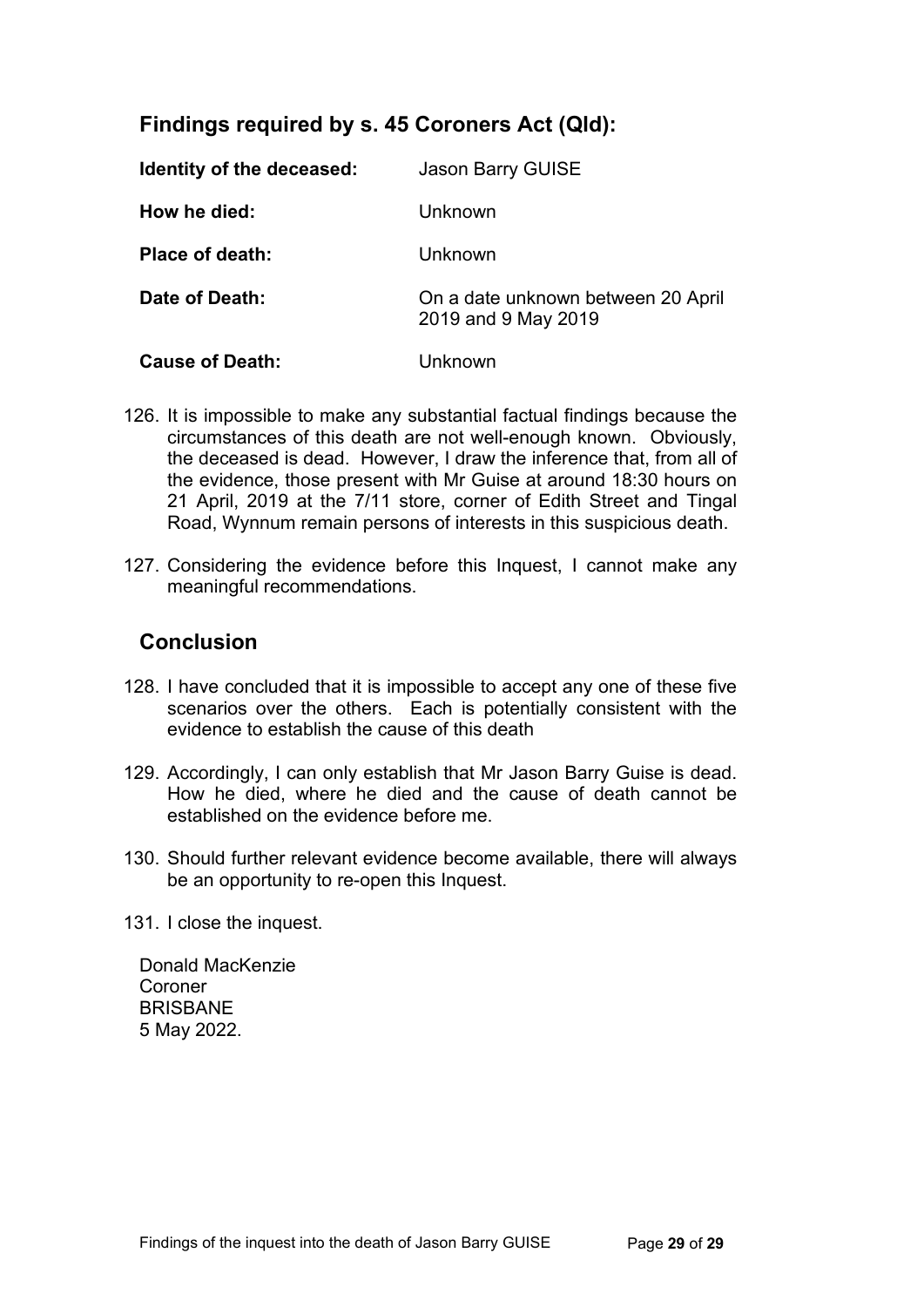## Findings required by s. 45 Coroners Act (Qld):

| | |
|---|---|
| **Identity of the deceased:** | Jason Barry GUISE |
| **How he died:** | Unknown |
| **Place of death:** | Unknown |
| **Date of Death:** | On a date unknown between 20 April 2019 and 9 May 2019 |
| **Cause of Death:** | Unknown |

126. It is impossible to make any substantial factual findings because the circumstances of this death are not well-enough known. Obviously, the deceased is dead. However, I draw the inference that, from all of the evidence, those present with Mr Guise at around 18:30 hours on 21 April, 2019 at the 7/11 store, corner of Edith Street and Tingal Road, Wynnum remain persons of interests in this suspicious death.

127. Considering the evidence before this Inquest, I cannot make any meaningful recommendations.

## Conclusion

128. I have concluded that it is impossible to accept any one of these five scenarios over the others. Each is potentially consistent with the evidence to establish the cause of this death

129. Accordingly, I can only establish that Mr Jason Barry Guise is dead. How he died, where he died and the cause of death cannot be established on the evidence before me.

130. Should further relevant evidence become available, there will always be an opportunity to re-open this Inquest.

131. I close the inquest.

Donald MacKenzie
Coroner
BRISBANE
5 May 2022.